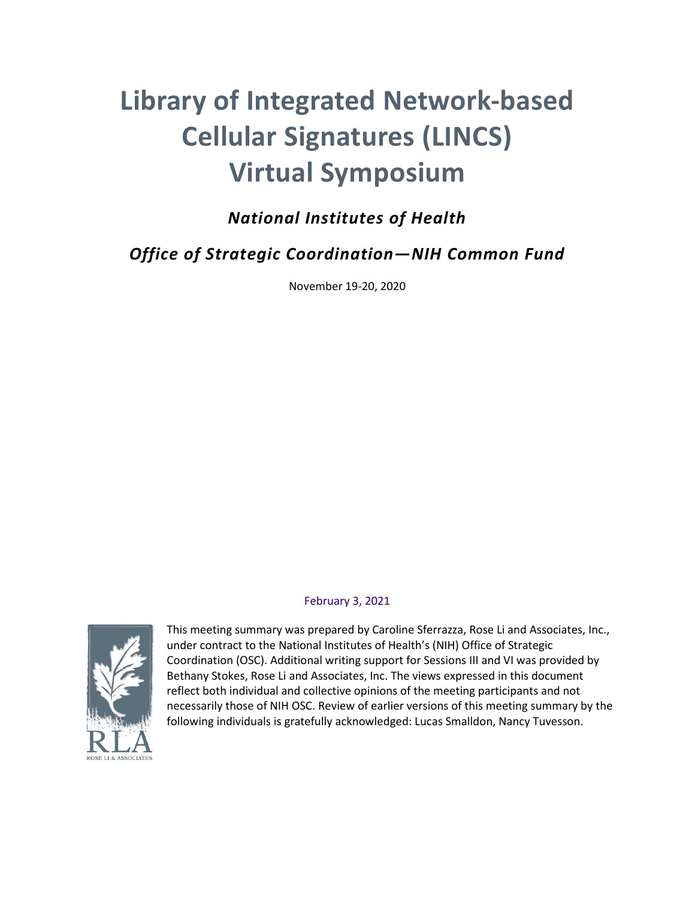# Library of Integrated Network-based Cellular Signatures (LINCS) Virtual Symposium

***National Institutes of Health***

***Office of Strategic Coordination—NIH Common Fund***

November 19-20, 2020

February 3, 2021

This meeting summary was prepared by Caroline Sferrazza, Rose Li and Associates, Inc., under contract to the National Institutes of Health's (NIH) Office of Strategic Coordination (OSC). Additional writing support for Sessions III and VI was provided by Bethany Stokes, Rose Li and Associates, Inc. The views expressed in this document reflect both individual and collective opinions of the meeting participants and not necessarily those of NIH OSC. Review of earlier versions of this meeting summary by the following individuals is gratefully acknowledged: Lucas Smalldon, Nancy Tuvesson.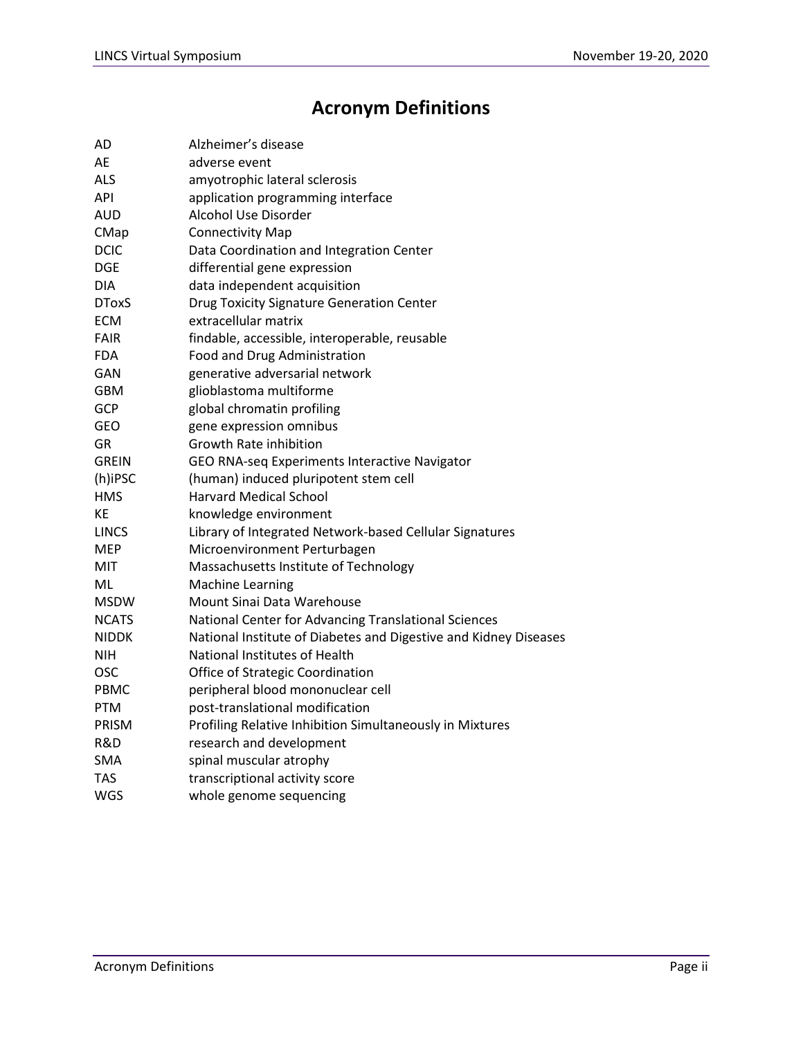# Acronym Definitions

| | |
|---|---|
| AD | Alzheimer's disease |
| AE | adverse event |
| ALS | amyotrophic lateral sclerosis |
| API | application programming interface |
| AUD | Alcohol Use Disorder |
| CMap | Connectivity Map |
| DCIC | Data Coordination and Integration Center |
| DGE | differential gene expression |
| DIA | data independent acquisition |
| DToxS | Drug Toxicity Signature Generation Center |
| ECM | extracellular matrix |
| FAIR | findable, accessible, interoperable, reusable |
| FDA | Food and Drug Administration |
| GAN | generative adversarial network |
| GBM | glioblastoma multiforme |
| GCP | global chromatin profiling |
| GEO | gene expression omnibus |
| GR | Growth Rate inhibition |
| GREIN | GEO RNA-seq Experiments Interactive Navigator |
| (h)iPSC | (human) induced pluripotent stem cell |
| HMS | Harvard Medical School |
| KE | knowledge environment |
| LINCS | Library of Integrated Network-based Cellular Signatures |
| MEP | Microenvironment Perturbagen |
| MIT | Massachusetts Institute of Technology |
| ML | Machine Learning |
| MSDW | Mount Sinai Data Warehouse |
| NCATS | National Center for Advancing Translational Sciences |
| NIDDK | National Institute of Diabetes and Digestive and Kidney Diseases |
| NIH | National Institutes of Health |
| OSC | Office of Strategic Coordination |
| PBMC | peripheral blood mononuclear cell |
| PTM | post-translational modification |
| PRISM | Profiling Relative Inhibition Simultaneously in Mixtures |
| R&D | research and development |
| SMA | spinal muscular atrophy |
| TAS | transcriptional activity score |
| WGS | whole genome sequencing |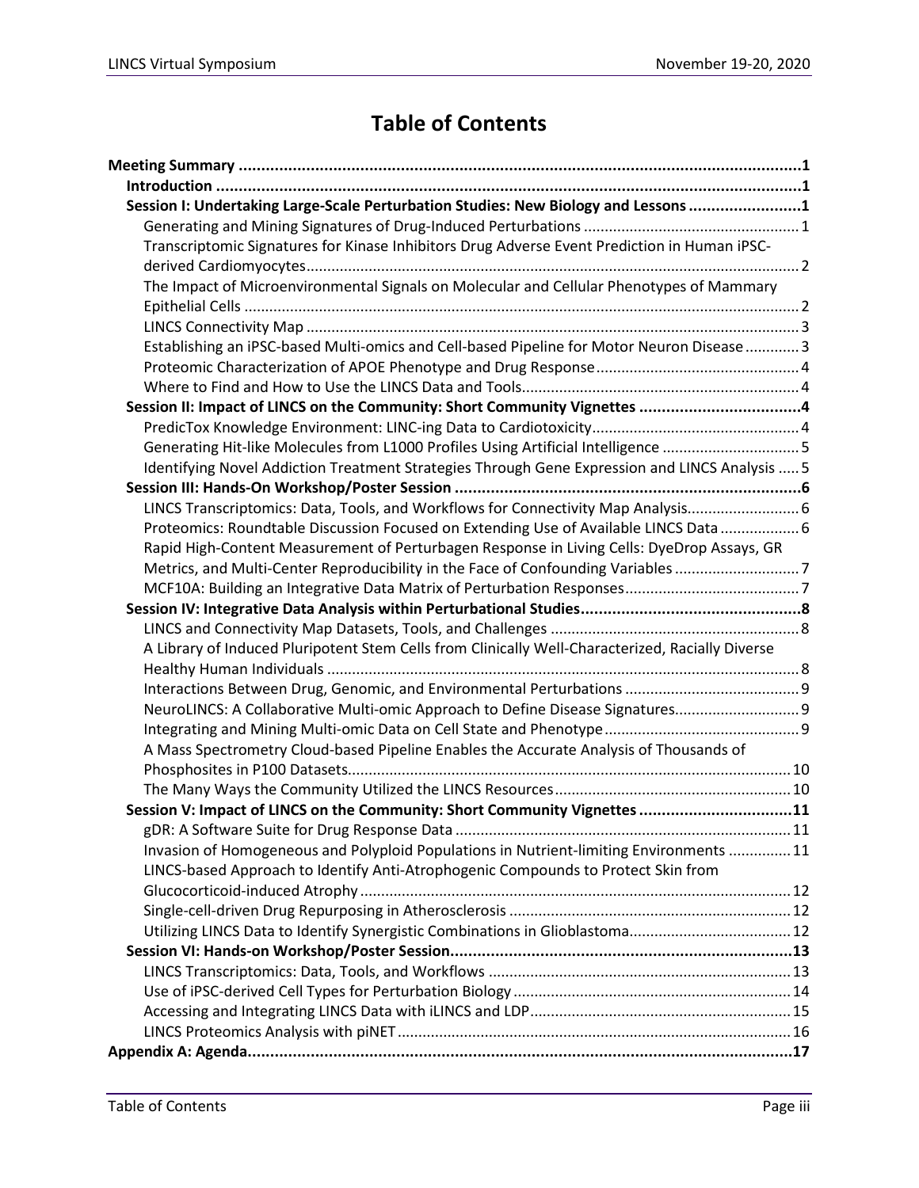# Table of Contents

- **Meeting Summary** ... **1**
  - **Introduction** ... **1**
  - **Session I: Undertaking Large-Scale Perturbation Studies: New Biology and Lessons** ... **1**
    - Generating and Mining Signatures of Drug-Induced Perturbations ... 1
    - Transcriptomic Signatures for Kinase Inhibitors Drug Adverse Event Prediction in Human iPSC-derived Cardiomyocytes ... 2
    - The Impact of Microenvironmental Signals on Molecular and Cellular Phenotypes of Mammary Epithelial Cells ... 2
    - LINCS Connectivity Map ... 3
    - Establishing an iPSC-based Multi-omics and Cell-based Pipeline for Motor Neuron Disease ... 3
    - Proteomic Characterization of APOE Phenotype and Drug Response ... 4
    - Where to Find and How to Use the LINCS Data and Tools ... 4
  - **Session II: Impact of LINCS on the Community: Short Community Vignettes** ... **4**
    - PredicTox Knowledge Environment: LINC-ing Data to Cardiotoxicity ... 4
    - Generating Hit-like Molecules from L1000 Profiles Using Artificial Intelligence ... 5
    - Identifying Novel Addiction Treatment Strategies Through Gene Expression and LINCS Analysis ... 5
  - **Session III: Hands-On Workshop/Poster Session** ... **6**
    - LINCS Transcriptomics: Data, Tools, and Workflows for Connectivity Map Analysis ... 6
    - Proteomics: Roundtable Discussion Focused on Extending Use of Available LINCS Data ... 6
    - Rapid High-Content Measurement of Perturbagen Response in Living Cells: DyeDrop Assays, GR Metrics, and Multi-Center Reproducibility in the Face of Confounding Variables ... 7
    - MCF10A: Building an Integrative Data Matrix of Perturbation Responses ... 7
  - **Session IV: Integrative Data Analysis within Perturbational Studies** ... **8**
    - LINCS and Connectivity Map Datasets, Tools, and Challenges ... 8
    - A Library of Induced Pluripotent Stem Cells from Clinically Well-Characterized, Racially Diverse Healthy Human Individuals ... 8
    - Interactions Between Drug, Genomic, and Environmental Perturbations ... 9
    - NeuroLINCS: A Collaborative Multi-omic Approach to Define Disease Signatures ... 9
    - Integrating and Mining Multi-omic Data on Cell State and Phenotype ... 9
    - A Mass Spectrometry Cloud-based Pipeline Enables the Accurate Analysis of Thousands of Phosphosites in P100 Datasets ... 10
    - The Many Ways the Community Utilized the LINCS Resources ... 10
  - **Session V: Impact of LINCS on the Community: Short Community Vignettes** ... **11**
    - gDR: A Software Suite for Drug Response Data ... 11
    - Invasion of Homogeneous and Polyploid Populations in Nutrient-limiting Environments ... 11
    - LINCS-based Approach to Identify Anti-Atrophogenic Compounds to Protect Skin from Glucocorticoid-induced Atrophy ... 12
    - Single-cell-driven Drug Repurposing in Atherosclerosis ... 12
    - Utilizing LINCS Data to Identify Synergistic Combinations in Glioblastoma ... 12
  - **Session VI: Hands-on Workshop/Poster Session** ... **13**
    - LINCS Transcriptomics: Data, Tools, and Workflows ... 13
    - Use of iPSC-derived Cell Types for Perturbation Biology ... 14
    - Accessing and Integrating LINCS Data with iLINCS and LDP ... 15
    - LINCS Proteomics Analysis with piNET ... 16
- **Appendix A: Agenda** ... **17**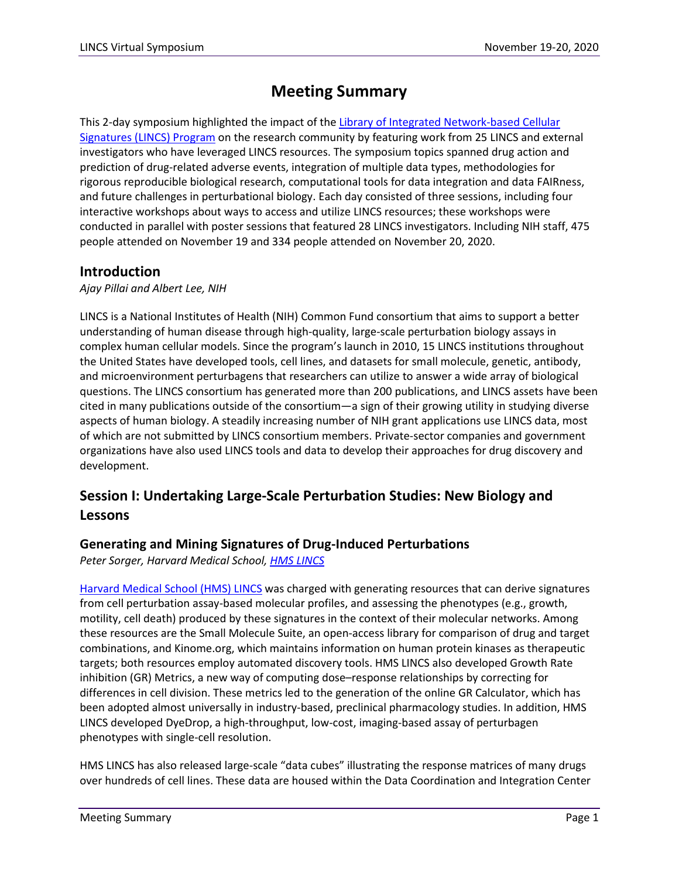# Meeting Summary

This 2-day symposium highlighted the impact of the [Library of Integrated Network-based Cellular Signatures (LINCS) Program](#) on the research community by featuring work from 25 LINCS and external investigators who have leveraged LINCS resources. The symposium topics spanned drug action and prediction of drug-related adverse events, integration of multiple data types, methodologies for rigorous reproducible biological research, computational tools for data integration and data FAIRness, and future challenges in perturbational biology. Each day consisted of three sessions, including four interactive workshops about ways to access and utilize LINCS resources; these workshops were conducted in parallel with poster sessions that featured 28 LINCS investigators. Including NIH staff, 475 people attended on November 19 and 334 people attended on November 20, 2020.

## Introduction

*Ajay Pillai and Albert Lee, NIH*

LINCS is a National Institutes of Health (NIH) Common Fund consortium that aims to support a better understanding of human disease through high-quality, large-scale perturbation biology assays in complex human cellular models. Since the program's launch in 2010, 15 LINCS institutions throughout the United States have developed tools, cell lines, and datasets for small molecule, genetic, antibody, and microenvironment perturbagens that researchers can utilize to answer a wide array of biological questions. The LINCS consortium has generated more than 200 publications, and LINCS assets have been cited in many publications outside of the consortium—a sign of their growing utility in studying diverse aspects of human biology. A steadily increasing number of NIH grant applications use LINCS data, most of which are not submitted by LINCS consortium members. Private-sector companies and government organizations have also used LINCS tools and data to develop their approaches for drug discovery and development.

## Session I: Undertaking Large-Scale Perturbation Studies: New Biology and Lessons

### Generating and Mining Signatures of Drug-Induced Perturbations

*Peter Sorger, Harvard Medical School, [HMS LINCS](#)*

[Harvard Medical School (HMS) LINCS](#) was charged with generating resources that can derive signatures from cell perturbation assay-based molecular profiles, and assessing the phenotypes (e.g., growth, motility, cell death) produced by these signatures in the context of their molecular networks. Among these resources are the Small Molecule Suite, an open-access library for comparison of drug and target combinations, and Kinome.org, which maintains information on human protein kinases as therapeutic targets; both resources employ automated discovery tools. HMS LINCS also developed Growth Rate inhibition (GR) Metrics, a new way of computing dose–response relationships by correcting for differences in cell division. These metrics led to the generation of the online GR Calculator, which has been adopted almost universally in industry-based, preclinical pharmacology studies. In addition, HMS LINCS developed DyeDrop, a high-throughput, low-cost, imaging-based assay of perturbagen phenotypes with single-cell resolution.

HMS LINCS has also released large-scale "data cubes" illustrating the response matrices of many drugs over hundreds of cell lines. These data are housed within the Data Coordination and Integration Center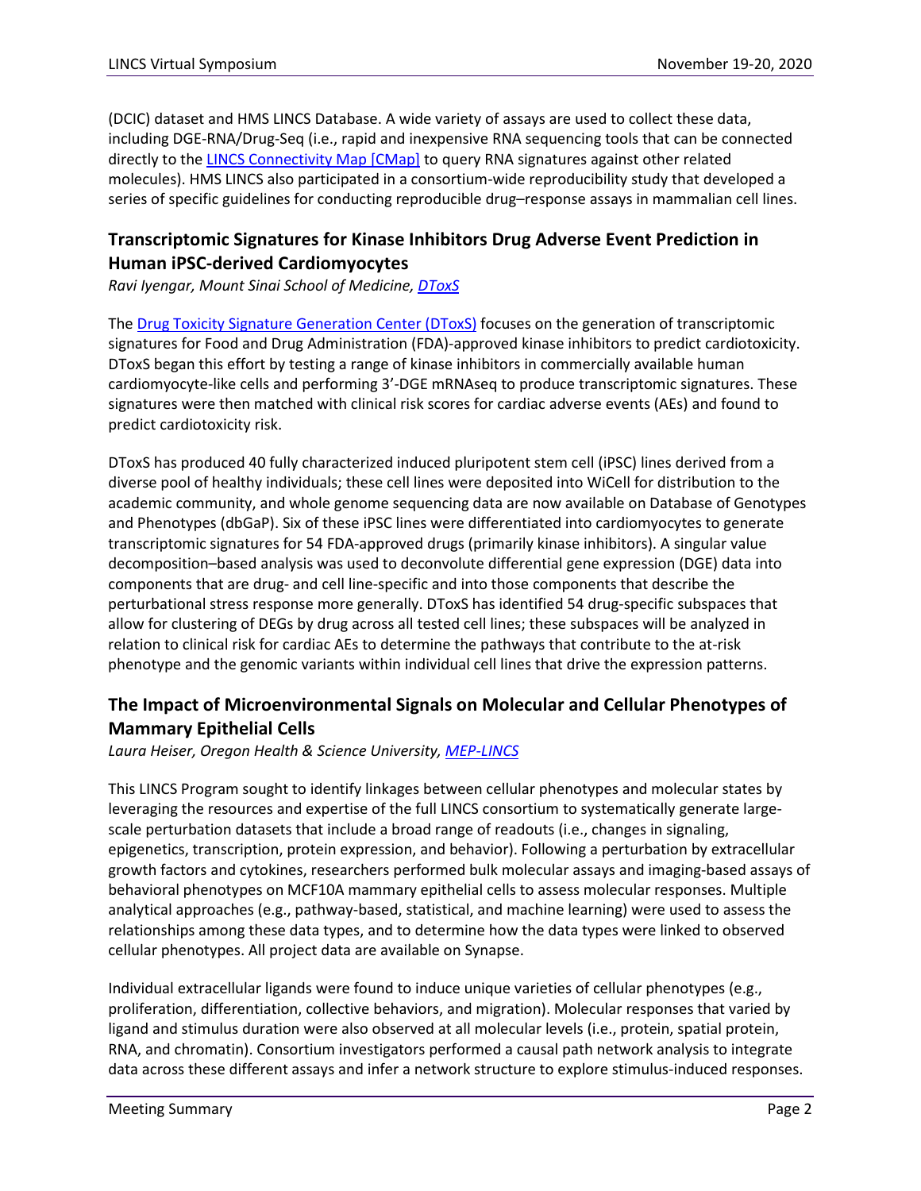(DCIC) dataset and HMS LINCS Database. A wide variety of assays are used to collect these data, including DGE-RNA/Drug-Seq (i.e., rapid and inexpensive RNA sequencing tools that can be connected directly to the [LINCS Connectivity Map [CMap]] to query RNA signatures against other related molecules). HMS LINCS also participated in a consortium-wide reproducibility study that developed a series of specific guidelines for conducting reproducible drug–response assays in mammalian cell lines.

## Transcriptomic Signatures for Kinase Inhibitors Drug Adverse Event Prediction in Human iPSC-derived Cardiomyocytes

*Ravi Iyengar, Mount Sinai School of Medicine, DToxS*

The Drug Toxicity Signature Generation Center (DToxS) focuses on the generation of transcriptomic signatures for Food and Drug Administration (FDA)-approved kinase inhibitors to predict cardiotoxicity. DToxS began this effort by testing a range of kinase inhibitors in commercially available human cardiomyocyte-like cells and performing 3'-DGE mRNAseq to produce transcriptomic signatures. These signatures were then matched with clinical risk scores for cardiac adverse events (AEs) and found to predict cardiotoxicity risk.

DToxS has produced 40 fully characterized induced pluripotent stem cell (iPSC) lines derived from a diverse pool of healthy individuals; these cell lines were deposited into WiCell for distribution to the academic community, and whole genome sequencing data are now available on Database of Genotypes and Phenotypes (dbGaP). Six of these iPSC lines were differentiated into cardiomyocytes to generate transcriptomic signatures for 54 FDA-approved drugs (primarily kinase inhibitors). A singular value decomposition–based analysis was used to deconvolute differential gene expression (DGE) data into components that are drug- and cell line-specific and into those components that describe the perturbational stress response more generally. DToxS has identified 54 drug-specific subspaces that allow for clustering of DEGs by drug across all tested cell lines; these subspaces will be analyzed in relation to clinical risk for cardiac AEs to determine the pathways that contribute to the at-risk phenotype and the genomic variants within individual cell lines that drive the expression patterns.

## The Impact of Microenvironmental Signals on Molecular and Cellular Phenotypes of Mammary Epithelial Cells

*Laura Heiser, Oregon Health & Science University, MEP-LINCS*

This LINCS Program sought to identify linkages between cellular phenotypes and molecular states by leveraging the resources and expertise of the full LINCS consortium to systematically generate large-scale perturbation datasets that include a broad range of readouts (i.e., changes in signaling, epigenetics, transcription, protein expression, and behavior). Following a perturbation by extracellular growth factors and cytokines, researchers performed bulk molecular assays and imaging-based assays of behavioral phenotypes on MCF10A mammary epithelial cells to assess molecular responses. Multiple analytical approaches (e.g., pathway-based, statistical, and machine learning) were used to assess the relationships among these data types, and to determine how the data types were linked to observed cellular phenotypes. All project data are available on Synapse.

Individual extracellular ligands were found to induce unique varieties of cellular phenotypes (e.g., proliferation, differentiation, collective behaviors, and migration). Molecular responses that varied by ligand and stimulus duration were also observed at all molecular levels (i.e., protein, spatial protein, RNA, and chromatin). Consortium investigators performed a causal path network analysis to integrate data across these different assays and infer a network structure to explore stimulus-induced responses.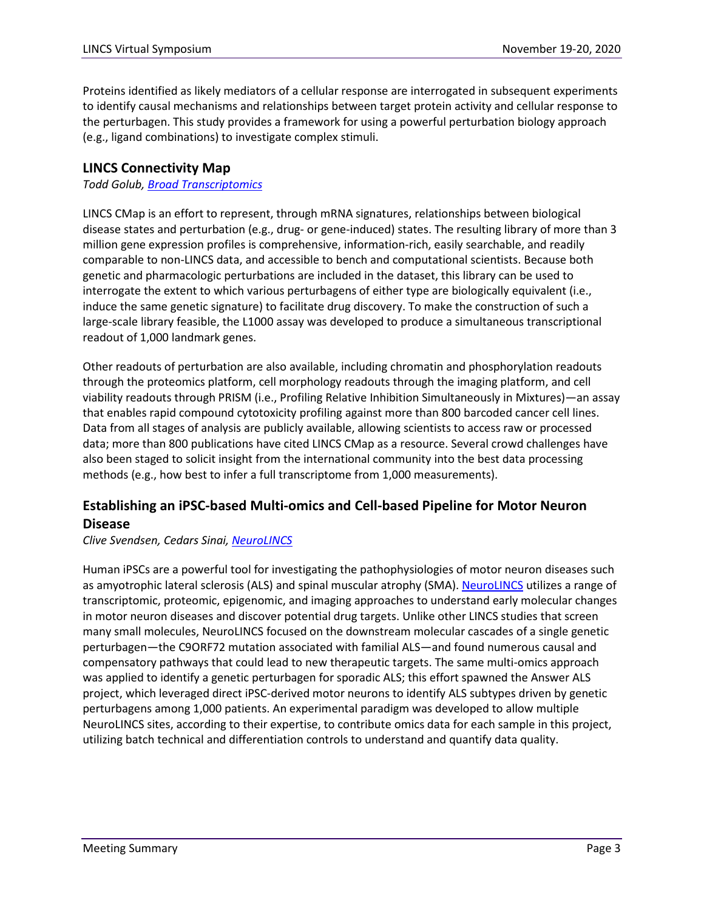Proteins identified as likely mediators of a cellular response are interrogated in subsequent experiments to identify causal mechanisms and relationships between target protein activity and cellular response to the perturbagen. This study provides a framework for using a powerful perturbation biology approach (e.g., ligand combinations) to investigate complex stimuli.

## LINCS Connectivity Map

*Todd Golub, Broad Transcriptomics*

LINCS CMap is an effort to represent, through mRNA signatures, relationships between biological disease states and perturbation (e.g., drug- or gene-induced) states. The resulting library of more than 3 million gene expression profiles is comprehensive, information-rich, easily searchable, and readily comparable to non-LINCS data, and accessible to bench and computational scientists. Because both genetic and pharmacologic perturbations are included in the dataset, this library can be used to interrogate the extent to which various perturbagens of either type are biologically equivalent (i.e., induce the same genetic signature) to facilitate drug discovery. To make the construction of such a large-scale library feasible, the L1000 assay was developed to produce a simultaneous transcriptional readout of 1,000 landmark genes.

Other readouts of perturbation are also available, including chromatin and phosphorylation readouts through the proteomics platform, cell morphology readouts through the imaging platform, and cell viability readouts through PRISM (i.e., Profiling Relative Inhibition Simultaneously in Mixtures)—an assay that enables rapid compound cytotoxicity profiling against more than 800 barcoded cancer cell lines. Data from all stages of analysis are publicly available, allowing scientists to access raw or processed data; more than 800 publications have cited LINCS CMap as a resource. Several crowd challenges have also been staged to solicit insight from the international community into the best data processing methods (e.g., how best to infer a full transcriptome from 1,000 measurements).

## Establishing an iPSC-based Multi-omics and Cell-based Pipeline for Motor Neuron Disease

*Clive Svendsen, Cedars Sinai, NeuroLINCS*

Human iPSCs are a powerful tool for investigating the pathophysiologies of motor neuron diseases such as amyotrophic lateral sclerosis (ALS) and spinal muscular atrophy (SMA). NeuroLINCS utilizes a range of transcriptomic, proteomic, epigenomic, and imaging approaches to understand early molecular changes in motor neuron diseases and discover potential drug targets. Unlike other LINCS studies that screen many small molecules, NeuroLINCS focused on the downstream molecular cascades of a single genetic perturbagen—the C9ORF72 mutation associated with familial ALS—and found numerous causal and compensatory pathways that could lead to new therapeutic targets. The same multi-omics approach was applied to identify a genetic perturbagen for sporadic ALS; this effort spawned the Answer ALS project, which leveraged direct iPSC-derived motor neurons to identify ALS subtypes driven by genetic perturbagens among 1,000 patients. An experimental paradigm was developed to allow multiple NeuroLINCS sites, according to their expertise, to contribute omics data for each sample in this project, utilizing batch technical and differentiation controls to understand and quantify data quality.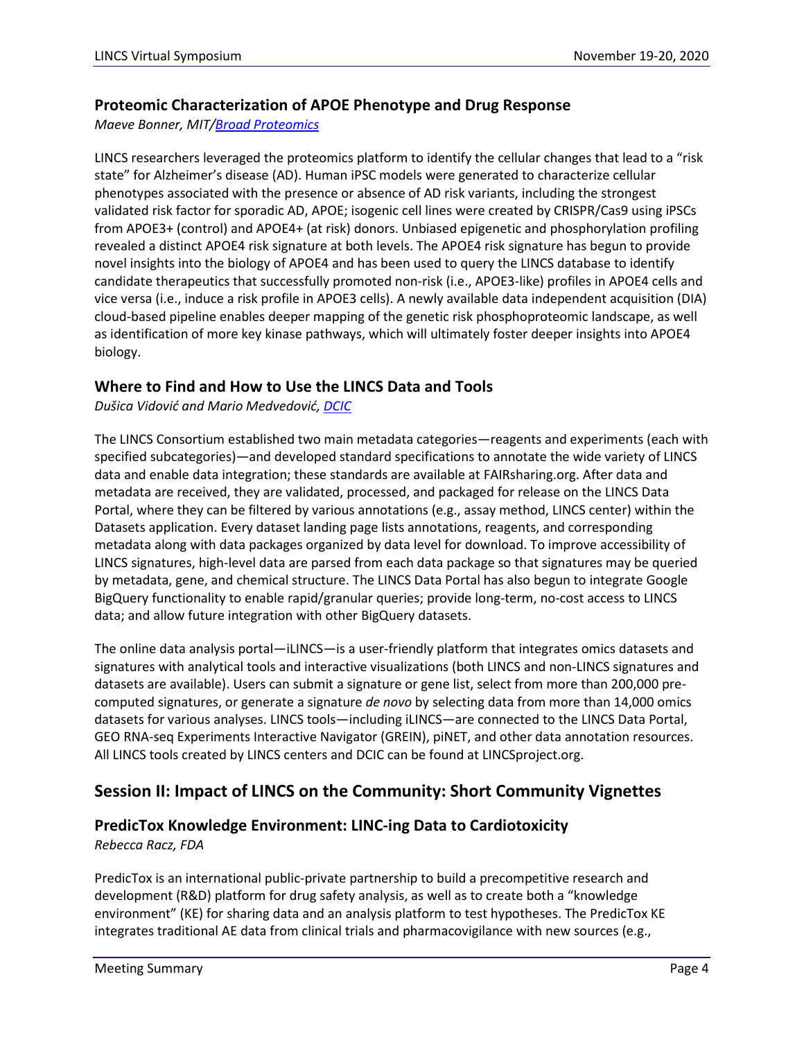### Proteomic Characterization of APOE Phenotype and Drug Response

*Maeve Bonner, MIT/[Broad Proteomics]*

LINCS researchers leveraged the proteomics platform to identify the cellular changes that lead to a "risk state" for Alzheimer's disease (AD). Human iPSC models were generated to characterize cellular phenotypes associated with the presence or absence of AD risk variants, including the strongest validated risk factor for sporadic AD, APOE; isogenic cell lines were created by CRISPR/Cas9 using iPSCs from APOE3+ (control) and APOE4+ (at risk) donors. Unbiased epigenetic and phosphorylation profiling revealed a distinct APOE4 risk signature at both levels. The APOE4 risk signature has begun to provide novel insights into the biology of APOE4 and has been used to query the LINCS database to identify candidate therapeutics that successfully promoted non-risk (i.e., APOE3-like) profiles in APOE4 cells and vice versa (i.e., induce a risk profile in APOE3 cells). A newly available data independent acquisition (DIA) cloud-based pipeline enables deeper mapping of the genetic risk phosphoproteomic landscape, as well as identification of more key kinase pathways, which will ultimately foster deeper insights into APOE4 biology.

### Where to Find and How to Use the LINCS Data and Tools

*Dušica Vidović and Mario Medvedović, [DCIC]*

The LINCS Consortium established two main metadata categories—reagents and experiments (each with specified subcategories)—and developed standard specifications to annotate the wide variety of LINCS data and enable data integration; these standards are available at FAIRsharing.org. After data and metadata are received, they are validated, processed, and packaged for release on the LINCS Data Portal, where they can be filtered by various annotations (e.g., assay method, LINCS center) within the Datasets application. Every dataset landing page lists annotations, reagents, and corresponding metadata along with data packages organized by data level for download. To improve accessibility of LINCS signatures, high-level data are parsed from each data package so that signatures may be queried by metadata, gene, and chemical structure. The LINCS Data Portal has also begun to integrate Google BigQuery functionality to enable rapid/granular queries; provide long-term, no-cost access to LINCS data; and allow future integration with other BigQuery datasets.

The online data analysis portal—iLINCS—is a user-friendly platform that integrates omics datasets and signatures with analytical tools and interactive visualizations (both LINCS and non-LINCS signatures and datasets are available). Users can submit a signature or gene list, select from more than 200,000 pre-computed signatures, or generate a signature *de novo* by selecting data from more than 14,000 omics datasets for various analyses. LINCS tools—including iLINCS—are connected to the LINCS Data Portal, GEO RNA-seq Experiments Interactive Navigator (GREIN), piNET, and other data annotation resources. All LINCS tools created by LINCS centers and DCIC can be found at LINCSproject.org.

## Session II: Impact of LINCS on the Community: Short Community Vignettes

### PredicTox Knowledge Environment: LINC-ing Data to Cardiotoxicity

*Rebecca Racz, FDA*

PredicTox is an international public-private partnership to build a precompetitive research and development (R&D) platform for drug safety analysis, as well as to create both a "knowledge environment" (KE) for sharing data and an analysis platform to test hypotheses. The PredicTox KE integrates traditional AE data from clinical trials and pharmacovigilance with new sources (e.g.,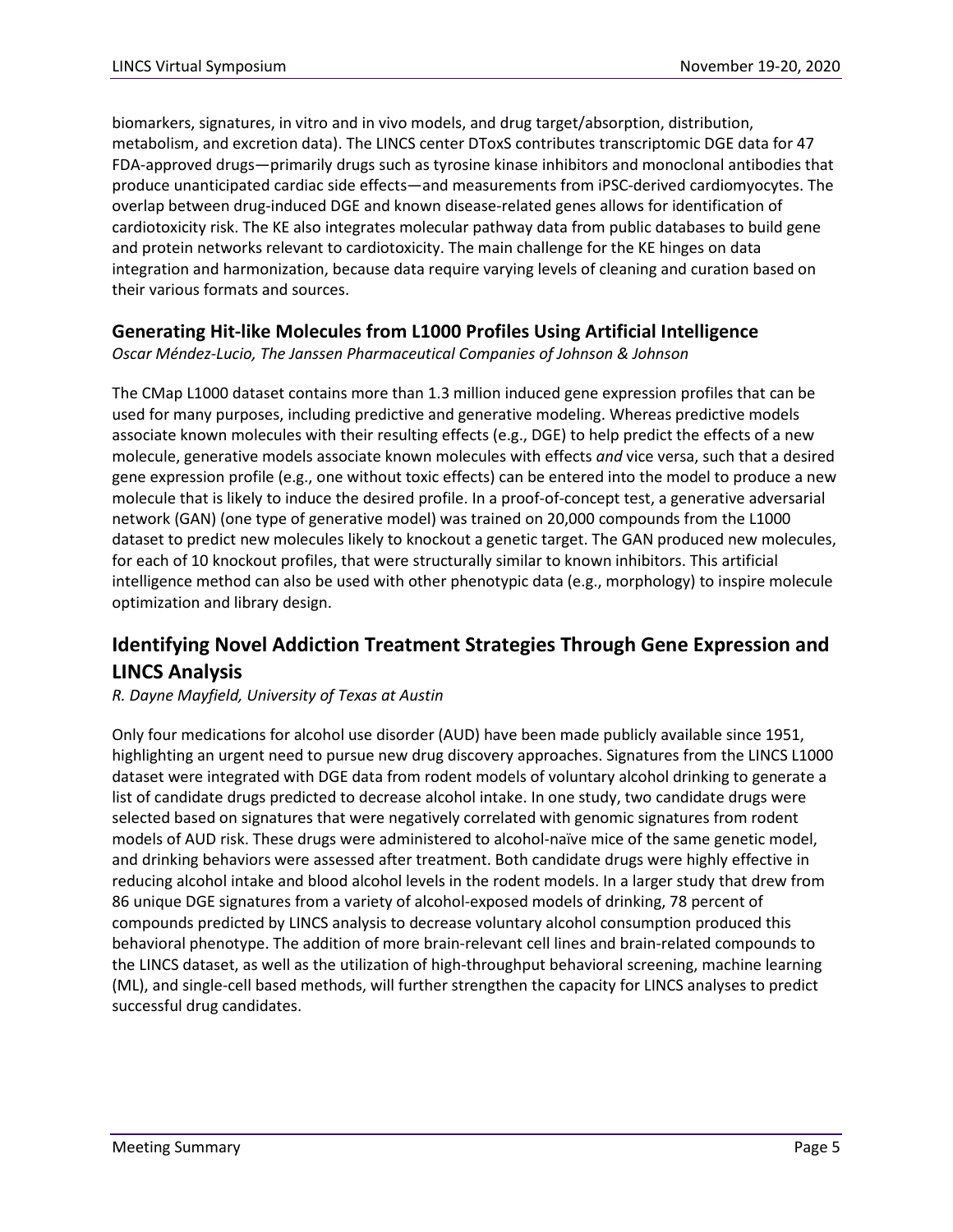biomarkers, signatures, in vitro and in vivo models, and drug target/absorption, distribution, metabolism, and excretion data). The LINCS center DToxS contributes transcriptomic DGE data for 47 FDA-approved drugs—primarily drugs such as tyrosine kinase inhibitors and monoclonal antibodies that produce unanticipated cardiac side effects—and measurements from iPSC-derived cardiomyocytes. The overlap between drug-induced DGE and known disease-related genes allows for identification of cardiotoxicity risk. The KE also integrates molecular pathway data from public databases to build gene and protein networks relevant to cardiotoxicity. The main challenge for the KE hinges on data integration and harmonization, because data require varying levels of cleaning and curation based on their various formats and sources.

### Generating Hit-like Molecules from L1000 Profiles Using Artificial Intelligence

*Oscar Méndez-Lucio, The Janssen Pharmaceutical Companies of Johnson & Johnson*

The CMap L1000 dataset contains more than 1.3 million induced gene expression profiles that can be used for many purposes, including predictive and generative modeling. Whereas predictive models associate known molecules with their resulting effects (e.g., DGE) to help predict the effects of a new molecule, generative models associate known molecules with effects *and* vice versa, such that a desired gene expression profile (e.g., one without toxic effects) can be entered into the model to produce a new molecule that is likely to induce the desired profile. In a proof-of-concept test, a generative adversarial network (GAN) (one type of generative model) was trained on 20,000 compounds from the L1000 dataset to predict new molecules likely to knockout a genetic target. The GAN produced new molecules, for each of 10 knockout profiles, that were structurally similar to known inhibitors. This artificial intelligence method can also be used with other phenotypic data (e.g., morphology) to inspire molecule optimization and library design.

## Identifying Novel Addiction Treatment Strategies Through Gene Expression and LINCS Analysis

*R. Dayne Mayfield, University of Texas at Austin*

Only four medications for alcohol use disorder (AUD) have been made publicly available since 1951, highlighting an urgent need to pursue new drug discovery approaches. Signatures from the LINCS L1000 dataset were integrated with DGE data from rodent models of voluntary alcohol drinking to generate a list of candidate drugs predicted to decrease alcohol intake. In one study, two candidate drugs were selected based on signatures that were negatively correlated with genomic signatures from rodent models of AUD risk. These drugs were administered to alcohol-naïve mice of the same genetic model, and drinking behaviors were assessed after treatment. Both candidate drugs were highly effective in reducing alcohol intake and blood alcohol levels in the rodent models. In a larger study that drew from 86 unique DGE signatures from a variety of alcohol-exposed models of drinking, 78 percent of compounds predicted by LINCS analysis to decrease voluntary alcohol consumption produced this behavioral phenotype. The addition of more brain-relevant cell lines and brain-related compounds to the LINCS dataset, as well as the utilization of high-throughput behavioral screening, machine learning (ML), and single-cell based methods, will further strengthen the capacity for LINCS analyses to predict successful drug candidates.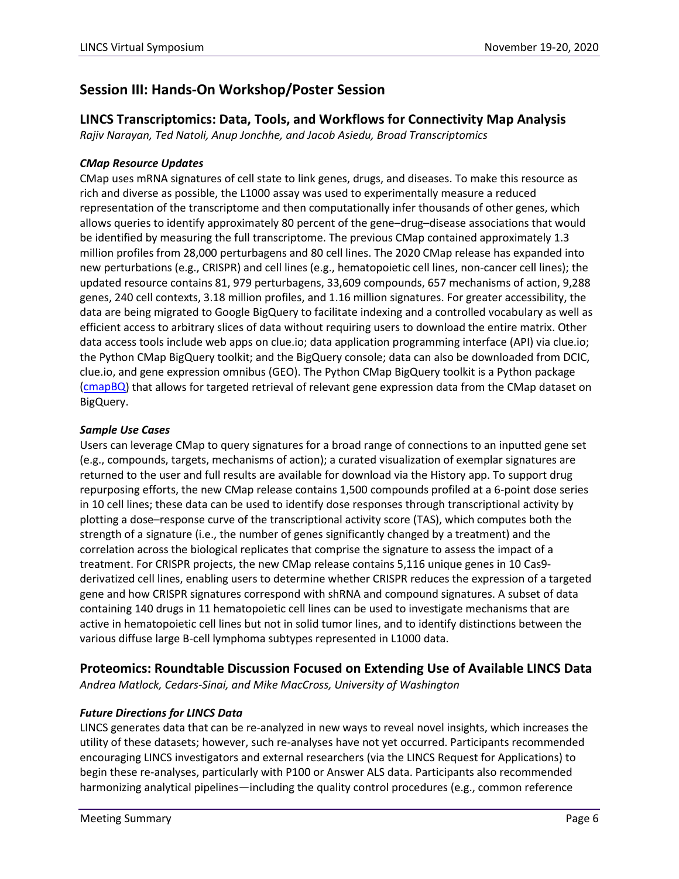## Session III: Hands-On Workshop/Poster Session

### LINCS Transcriptomics: Data, Tools, and Workflows for Connectivity Map Analysis

*Rajiv Narayan, Ted Natoli, Anup Jonchhe, and Jacob Asiedu, Broad Transcriptomics*

#### *CMap Resource Updates*

CMap uses mRNA signatures of cell state to link genes, drugs, and diseases. To make this resource as rich and diverse as possible, the L1000 assay was used to experimentally measure a reduced representation of the transcriptome and then computationally infer thousands of other genes, which allows queries to identify approximately 80 percent of the gene–drug–disease associations that would be identified by measuring the full transcriptome. The previous CMap contained approximately 1.3 million profiles from 28,000 perturbagens and 80 cell lines. The 2020 CMap release has expanded into new perturbations (e.g., CRISPR) and cell lines (e.g., hematopoietic cell lines, non-cancer cell lines); the updated resource contains 81, 979 perturbagens, 33,609 compounds, 657 mechanisms of action, 9,288 genes, 240 cell contexts, 3.18 million profiles, and 1.16 million signatures. For greater accessibility, the data are being migrated to Google BigQuery to facilitate indexing and a controlled vocabulary as well as efficient access to arbitrary slices of data without requiring users to download the entire matrix. Other data access tools include web apps on clue.io; data application programming interface (API) via clue.io; the Python CMap BigQuery toolkit; and the BigQuery console; data can also be downloaded from DCIC, clue.io, and gene expression omnibus (GEO). The Python CMap BigQuery toolkit is a Python package (cmapBQ) that allows for targeted retrieval of relevant gene expression data from the CMap dataset on BigQuery.

#### *Sample Use Cases*

Users can leverage CMap to query signatures for a broad range of connections to an inputted gene set (e.g., compounds, targets, mechanisms of action); a curated visualization of exemplar signatures are returned to the user and full results are available for download via the History app. To support drug repurposing efforts, the new CMap release contains 1,500 compounds profiled at a 6-point dose series in 10 cell lines; these data can be used to identify dose responses through transcriptional activity by plotting a dose–response curve of the transcriptional activity score (TAS), which computes both the strength of a signature (i.e., the number of genes significantly changed by a treatment) and the correlation across the biological replicates that comprise the signature to assess the impact of a treatment. For CRISPR projects, the new CMap release contains 5,116 unique genes in 10 Cas9-derivatized cell lines, enabling users to determine whether CRISPR reduces the expression of a targeted gene and how CRISPR signatures correspond with shRNA and compound signatures. A subset of data containing 140 drugs in 11 hematopoietic cell lines can be used to investigate mechanisms that are active in hematopoietic cell lines but not in solid tumor lines, and to identify distinctions between the various diffuse large B-cell lymphoma subtypes represented in L1000 data.

### Proteomics: Roundtable Discussion Focused on Extending Use of Available LINCS Data

*Andrea Matlock, Cedars-Sinai, and Mike MacCross, University of Washington*

#### *Future Directions for LINCS Data*

LINCS generates data that can be re-analyzed in new ways to reveal novel insights, which increases the utility of these datasets; however, such re-analyses have not yet occurred. Participants recommended encouraging LINCS investigators and external researchers (via the LINCS Request for Applications) to begin these re-analyses, particularly with P100 or Answer ALS data. Participants also recommended harmonizing analytical pipelines—including the quality control procedures (e.g., common reference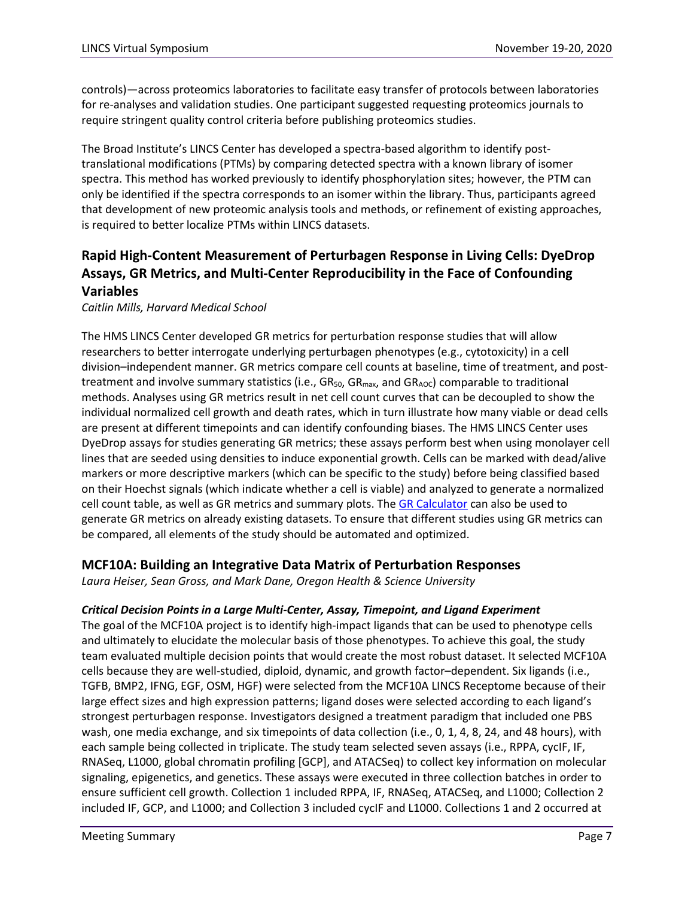controls)—across proteomics laboratories to facilitate easy transfer of protocols between laboratories for re-analyses and validation studies. One participant suggested requesting proteomics journals to require stringent quality control criteria before publishing proteomics studies.

The Broad Institute's LINCS Center has developed a spectra-based algorithm to identify post-translational modifications (PTMs) by comparing detected spectra with a known library of isomer spectra. This method has worked previously to identify phosphorylation sites; however, the PTM can only be identified if the spectra corresponds to an isomer within the library. Thus, participants agreed that development of new proteomic analysis tools and methods, or refinement of existing approaches, is required to better localize PTMs within LINCS datasets.

## Rapid High-Content Measurement of Perturbagen Response in Living Cells: DyeDrop Assays, GR Metrics, and Multi-Center Reproducibility in the Face of Confounding Variables

*Caitlin Mills, Harvard Medical School*

The HMS LINCS Center developed GR metrics for perturbation response studies that will allow researchers to better interrogate underlying perturbagen phenotypes (e.g., cytotoxicity) in a cell division–independent manner. GR metrics compare cell counts at baseline, time of treatment, and post-treatment and involve summary statistics (i.e., $GR_{50}$, $GR_{max}$, and $GR_{AOC}$) comparable to traditional methods. Analyses using GR metrics result in net cell count curves that can be decoupled to show the individual normalized cell growth and death rates, which in turn illustrate how many viable or dead cells are present at different timepoints and can identify confounding biases. The HMS LINCS Center uses DyeDrop assays for studies generating GR metrics; these assays perform best when using monolayer cell lines that are seeded using densities to induce exponential growth. Cells can be marked with dead/alive markers or more descriptive markers (which can be specific to the study) before being classified based on their Hoechst signals (which indicate whether a cell is viable) and analyzed to generate a normalized cell count table, as well as GR metrics and summary plots. The GR Calculator can also be used to generate GR metrics on already existing datasets. To ensure that different studies using GR metrics can be compared, all elements of the study should be automated and optimized.

## MCF10A: Building an Integrative Data Matrix of Perturbation Responses

*Laura Heiser, Sean Gross, and Mark Dane, Oregon Health & Science University*

### *Critical Decision Points in a Large Multi-Center, Assay, Timepoint, and Ligand Experiment*

The goal of the MCF10A project is to identify high-impact ligands that can be used to phenotype cells and ultimately to elucidate the molecular basis of those phenotypes. To achieve this goal, the study team evaluated multiple decision points that would create the most robust dataset. It selected MCF10A cells because they are well-studied, diploid, dynamic, and growth factor–dependent. Six ligands (i.e., TGFB, BMP2, IFNG, EGF, OSM, HGF) were selected from the MCF10A LINCS Receptome because of their large effect sizes and high expression patterns; ligand doses were selected according to each ligand's strongest perturbagen response. Investigators designed a treatment paradigm that included one PBS wash, one media exchange, and six timepoints of data collection (i.e., 0, 1, 4, 8, 24, and 48 hours), with each sample being collected in triplicate. The study team selected seven assays (i.e., RPPA, cycIF, IF, RNASeq, L1000, global chromatin profiling [GCP], and ATACSeq) to collect key information on molecular signaling, epigenetics, and genetics. These assays were executed in three collection batches in order to ensure sufficient cell growth. Collection 1 included RPPA, IF, RNASeq, ATACSeq, and L1000; Collection 2 included IF, GCP, and L1000; and Collection 3 included cycIF and L1000. Collections 1 and 2 occurred at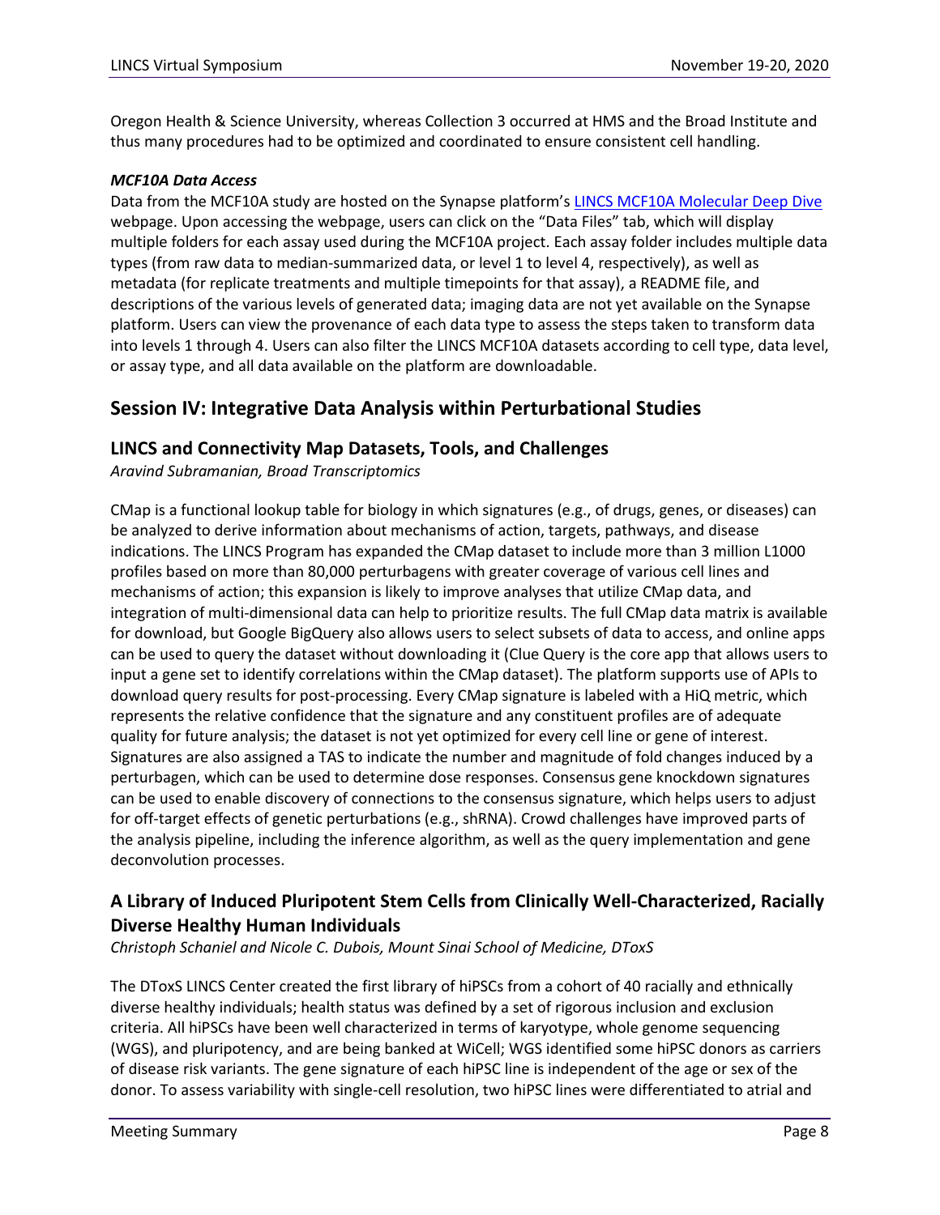Oregon Health & Science University, whereas Collection 3 occurred at HMS and the Broad Institute and thus many procedures had to be optimized and coordinated to ensure consistent cell handling.

***MCF10A Data Access***

Data from the MCF10A study are hosted on the Synapse platform's [LINCS MCF10A Molecular Deep Dive](#) webpage. Upon accessing the webpage, users can click on the "Data Files" tab, which will display multiple folders for each assay used during the MCF10A project. Each assay folder includes multiple data types (from raw data to median-summarized data, or level 1 to level 4, respectively), as well as metadata (for replicate treatments and multiple timepoints for that assay), a README file, and descriptions of the various levels of generated data; imaging data are not yet available on the Synapse platform. Users can view the provenance of each data type to assess the steps taken to transform data into levels 1 through 4. Users can also filter the LINCS MCF10A datasets according to cell type, data level, or assay type, and all data available on the platform are downloadable.

## Session IV: Integrative Data Analysis within Perturbational Studies

### LINCS and Connectivity Map Datasets, Tools, and Challenges

*Aravind Subramanian, Broad Transcriptomics*

CMap is a functional lookup table for biology in which signatures (e.g., of drugs, genes, or diseases) can be analyzed to derive information about mechanisms of action, targets, pathways, and disease indications. The LINCS Program has expanded the CMap dataset to include more than 3 million L1000 profiles based on more than 80,000 perturbagens with greater coverage of various cell lines and mechanisms of action; this expansion is likely to improve analyses that utilize CMap data, and integration of multi-dimensional data can help to prioritize results. The full CMap data matrix is available for download, but Google BigQuery also allows users to select subsets of data to access, and online apps can be used to query the dataset without downloading it (Clue Query is the core app that allows users to input a gene set to identify correlations within the CMap dataset). The platform supports use of APIs to download query results for post-processing. Every CMap signature is labeled with a HiQ metric, which represents the relative confidence that the signature and any constituent profiles are of adequate quality for future analysis; the dataset is not yet optimized for every cell line or gene of interest. Signatures are also assigned a TAS to indicate the number and magnitude of fold changes induced by a perturbagen, which can be used to determine dose responses. Consensus gene knockdown signatures can be used to enable discovery of connections to the consensus signature, which helps users to adjust for off-target effects of genetic perturbations (e.g., shRNA). Crowd challenges have improved parts of the analysis pipeline, including the inference algorithm, as well as the query implementation and gene deconvolution processes.

### A Library of Induced Pluripotent Stem Cells from Clinically Well-Characterized, Racially Diverse Healthy Human Individuals

*Christoph Schaniel and Nicole C. Dubois, Mount Sinai School of Medicine, DToxS*

The DToxS LINCS Center created the first library of hiPSCs from a cohort of 40 racially and ethnically diverse healthy individuals; health status was defined by a set of rigorous inclusion and exclusion criteria. All hiPSCs have been well characterized in terms of karyotype, whole genome sequencing (WGS), and pluripotency, and are being banked at WiCell; WGS identified some hiPSC donors as carriers of disease risk variants. The gene signature of each hiPSC line is independent of the age or sex of the donor. To assess variability with single-cell resolution, two hiPSC lines were differentiated to atrial and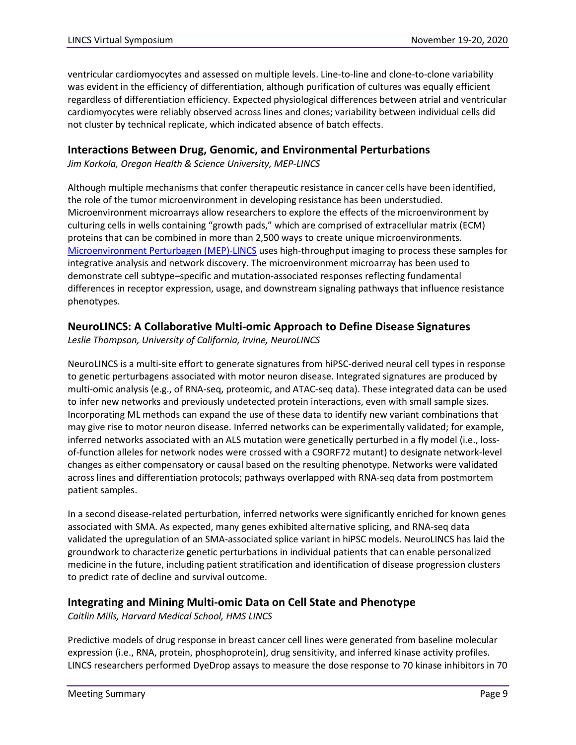ventricular cardiomyocytes and assessed on multiple levels. Line-to-line and clone-to-clone variability was evident in the efficiency of differentiation, although purification of cultures was equally efficient regardless of differentiation efficiency. Expected physiological differences between atrial and ventricular cardiomyocytes were reliably observed across lines and clones; variability between individual cells did not cluster by technical replicate, which indicated absence of batch effects.

## Interactions Between Drug, Genomic, and Environmental Perturbations

*Jim Korkola, Oregon Health & Science University, MEP-LINCS*

Although multiple mechanisms that confer therapeutic resistance in cancer cells have been identified, the role of the tumor microenvironment in developing resistance has been understudied. Microenvironment microarrays allow researchers to explore the effects of the microenvironment by culturing cells in wells containing "growth pads," which are comprised of extracellular matrix (ECM) proteins that can be combined in more than 2,500 ways to create unique microenvironments. [Microenvironment Perturbagen (MEP)-LINCS] uses high-throughput imaging to process these samples for integrative analysis and network discovery. The microenvironment microarray has been used to demonstrate cell subtype–specific and mutation-associated responses reflecting fundamental differences in receptor expression, usage, and downstream signaling pathways that influence resistance phenotypes.

## NeuroLINCS: A Collaborative Multi-omic Approach to Define Disease Signatures

*Leslie Thompson, University of California, Irvine, NeuroLINCS*

NeuroLINCS is a multi-site effort to generate signatures from hiPSC-derived neural cell types in response to genetic perturbagens associated with motor neuron disease. Integrated signatures are produced by multi-omic analysis (e.g., of RNA-seq, proteomic, and ATAC-seq data). These integrated data can be used to infer new networks and previously undetected protein interactions, even with small sample sizes. Incorporating ML methods can expand the use of these data to identify new variant combinations that may give rise to motor neuron disease. Inferred networks can be experimentally validated; for example, inferred networks associated with an ALS mutation were genetically perturbed in a fly model (i.e., loss-of-function alleles for network nodes were crossed with a C9ORF72 mutant) to designate network-level changes as either compensatory or causal based on the resulting phenotype. Networks were validated across lines and differentiation protocols; pathways overlapped with RNA-seq data from postmortem patient samples.

In a second disease-related perturbation, inferred networks were significantly enriched for known genes associated with SMA. As expected, many genes exhibited alternative splicing, and RNA-seq data validated the upregulation of an SMA-associated splice variant in hiPSC models. NeuroLINCS has laid the groundwork to characterize genetic perturbations in individual patients that can enable personalized medicine in the future, including patient stratification and identification of disease progression clusters to predict rate of decline and survival outcome.

## Integrating and Mining Multi-omic Data on Cell State and Phenotype

*Caitlin Mills, Harvard Medical School, HMS LINCS*

Predictive models of drug response in breast cancer cell lines were generated from baseline molecular expression (i.e., RNA, protein, phosphoprotein), drug sensitivity, and inferred kinase activity profiles. LINCS researchers performed DyeDrop assays to measure the dose response to 70 kinase inhibitors in 70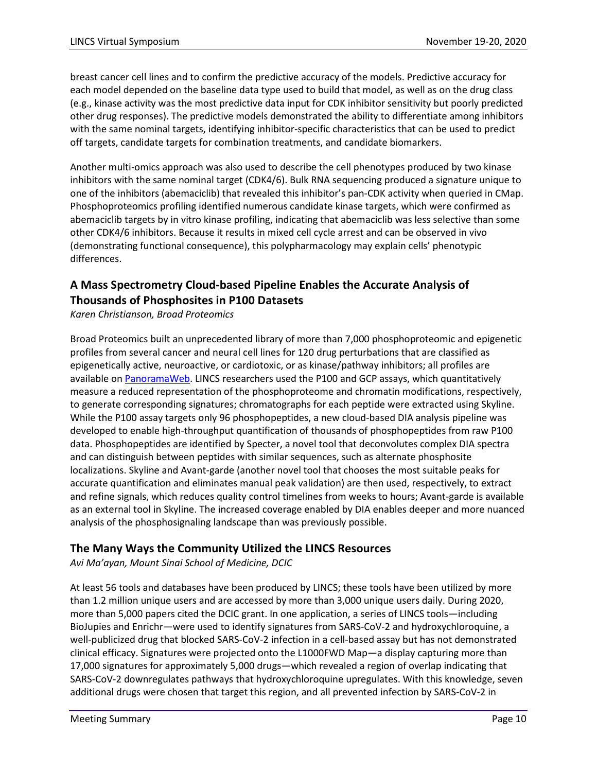breast cancer cell lines and to confirm the predictive accuracy of the models. Predictive accuracy for each model depended on the baseline data type used to build that model, as well as on the drug class (e.g., kinase activity was the most predictive data input for CDK inhibitor sensitivity but poorly predicted other drug responses). The predictive models demonstrated the ability to differentiate among inhibitors with the same nominal targets, identifying inhibitor-specific characteristics that can be used to predict off targets, candidate targets for combination treatments, and candidate biomarkers.

Another multi-omics approach was also used to describe the cell phenotypes produced by two kinase inhibitors with the same nominal target (CDK4/6). Bulk RNA sequencing produced a signature unique to one of the inhibitors (abemaciclib) that revealed this inhibitor's pan-CDK activity when queried in CMap. Phosphoproteomics profiling identified numerous candidate kinase targets, which were confirmed as abemaciclib targets by in vitro kinase profiling, indicating that abemaciclib was less selective than some other CDK4/6 inhibitors. Because it results in mixed cell cycle arrest and can be observed in vivo (demonstrating functional consequence), this polypharmacology may explain cells' phenotypic differences.

## A Mass Spectrometry Cloud-based Pipeline Enables the Accurate Analysis of Thousands of Phosphosites in P100 Datasets

*Karen Christianson, Broad Proteomics*

Broad Proteomics built an unprecedented library of more than 7,000 phosphoproteomic and epigenetic profiles from several cancer and neural cell lines for 120 drug perturbations that are classified as epigenetically active, neuroactive, or cardiotoxic, or as kinase/pathway inhibitors; all profiles are available on PanoramaWeb. LINCS researchers used the P100 and GCP assays, which quantitatively measure a reduced representation of the phosphoproteome and chromatin modifications, respectively, to generate corresponding signatures; chromatographs for each peptide were extracted using Skyline. While the P100 assay targets only 96 phosphopeptides, a new cloud-based DIA analysis pipeline was developed to enable high-throughput quantification of thousands of phosphopeptides from raw P100 data. Phosphopeptides are identified by Specter, a novel tool that deconvolutes complex DIA spectra and can distinguish between peptides with similar sequences, such as alternate phosphosite localizations. Skyline and Avant-garde (another novel tool that chooses the most suitable peaks for accurate quantification and eliminates manual peak validation) are then used, respectively, to extract and refine signals, which reduces quality control timelines from weeks to hours; Avant-garde is available as an external tool in Skyline. The increased coverage enabled by DIA enables deeper and more nuanced analysis of the phosphosignaling landscape than was previously possible.

## The Many Ways the Community Utilized the LINCS Resources

*Avi Ma'ayan, Mount Sinai School of Medicine, DCIC*

At least 56 tools and databases have been produced by LINCS; these tools have been utilized by more than 1.2 million unique users and are accessed by more than 3,000 unique users daily. During 2020, more than 5,000 papers cited the DCIC grant. In one application, a series of LINCS tools—including BioJupies and Enrichr—were used to identify signatures from SARS-CoV-2 and hydroxychloroquine, a well-publicized drug that blocked SARS-CoV-2 infection in a cell-based assay but has not demonstrated clinical efficacy. Signatures were projected onto the L1000FWD Map—a display capturing more than 17,000 signatures for approximately 5,000 drugs—which revealed a region of overlap indicating that SARS-CoV-2 downregulates pathways that hydroxychloroquine upregulates. With this knowledge, seven additional drugs were chosen that target this region, and all prevented infection by SARS-CoV-2 in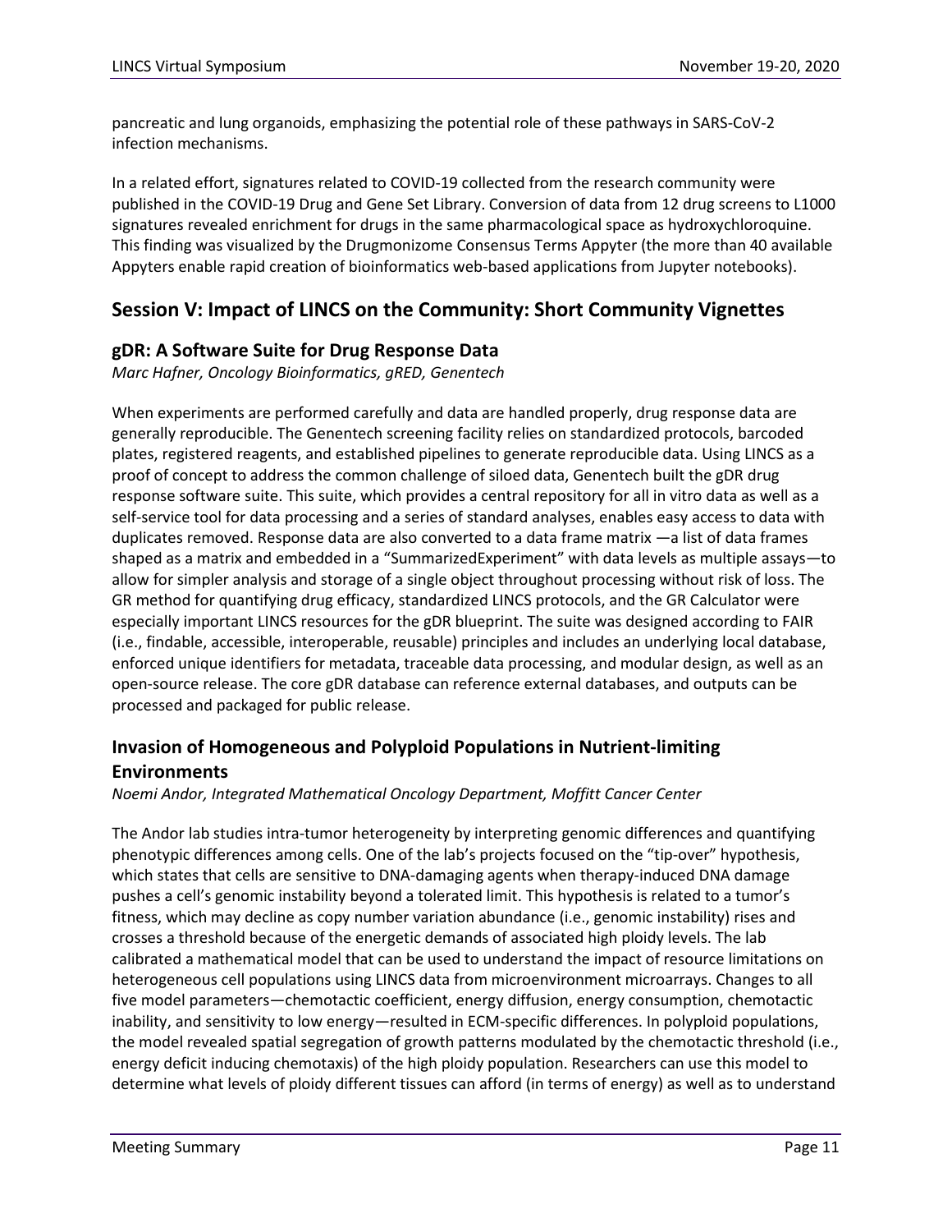pancreatic and lung organoids, emphasizing the potential role of these pathways in SARS-CoV-2 infection mechanisms.

In a related effort, signatures related to COVID-19 collected from the research community were published in the COVID-19 Drug and Gene Set Library. Conversion of data from 12 drug screens to L1000 signatures revealed enrichment for drugs in the same pharmacological space as hydroxychloroquine. This finding was visualized by the Drugmonizome Consensus Terms Appyter (the more than 40 available Appyters enable rapid creation of bioinformatics web-based applications from Jupyter notebooks).

## Session V: Impact of LINCS on the Community: Short Community Vignettes

### gDR: A Software Suite for Drug Response Data

*Marc Hafner, Oncology Bioinformatics, gRED, Genentech*

When experiments are performed carefully and data are handled properly, drug response data are generally reproducible. The Genentech screening facility relies on standardized protocols, barcoded plates, registered reagents, and established pipelines to generate reproducible data. Using LINCS as a proof of concept to address the common challenge of siloed data, Genentech built the gDR drug response software suite. This suite, which provides a central repository for all in vitro data as well as a self-service tool for data processing and a series of standard analyses, enables easy access to data with duplicates removed. Response data are also converted to a data frame matrix —a list of data frames shaped as a matrix and embedded in a "SummarizedExperiment" with data levels as multiple assays—to allow for simpler analysis and storage of a single object throughout processing without risk of loss. The GR method for quantifying drug efficacy, standardized LINCS protocols, and the GR Calculator were especially important LINCS resources for the gDR blueprint. The suite was designed according to FAIR (i.e., findable, accessible, interoperable, reusable) principles and includes an underlying local database, enforced unique identifiers for metadata, traceable data processing, and modular design, as well as an open-source release. The core gDR database can reference external databases, and outputs can be processed and packaged for public release.

### Invasion of Homogeneous and Polyploid Populations in Nutrient-limiting Environments

*Noemi Andor, Integrated Mathematical Oncology Department, Moffitt Cancer Center*

The Andor lab studies intra-tumor heterogeneity by interpreting genomic differences and quantifying phenotypic differences among cells. One of the lab's projects focused on the "tip-over" hypothesis, which states that cells are sensitive to DNA-damaging agents when therapy-induced DNA damage pushes a cell's genomic instability beyond a tolerated limit. This hypothesis is related to a tumor's fitness, which may decline as copy number variation abundance (i.e., genomic instability) rises and crosses a threshold because of the energetic demands of associated high ploidy levels. The lab calibrated a mathematical model that can be used to understand the impact of resource limitations on heterogeneous cell populations using LINCS data from microenvironment microarrays. Changes to all five model parameters—chemotactic coefficient, energy diffusion, energy consumption, chemotactic inability, and sensitivity to low energy—resulted in ECM-specific differences. In polyploid populations, the model revealed spatial segregation of growth patterns modulated by the chemotactic threshold (i.e., energy deficit inducing chemotaxis) of the high ploidy population. Researchers can use this model to determine what levels of ploidy different tissues can afford (in terms of energy) as well as to understand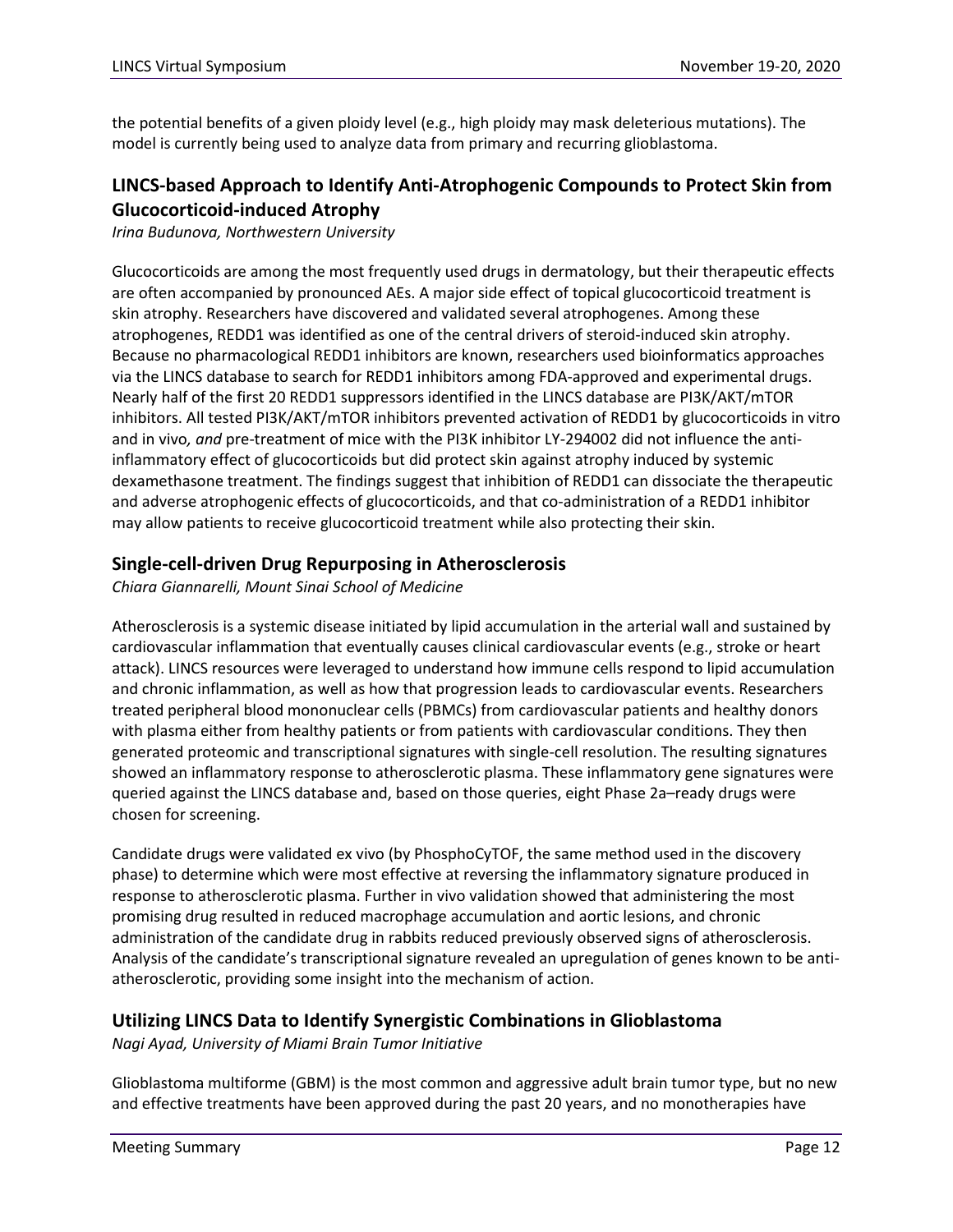the potential benefits of a given ploidy level (e.g., high ploidy may mask deleterious mutations). The model is currently being used to analyze data from primary and recurring glioblastoma.

## LINCS-based Approach to Identify Anti-Atrophogenic Compounds to Protect Skin from Glucocorticoid-induced Atrophy

*Irina Budunova, Northwestern University*

Glucocorticoids are among the most frequently used drugs in dermatology, but their therapeutic effects are often accompanied by pronounced AEs. A major side effect of topical glucocorticoid treatment is skin atrophy. Researchers have discovered and validated several atrophogenes. Among these atrophogenes, REDD1 was identified as one of the central drivers of steroid-induced skin atrophy. Because no pharmacological REDD1 inhibitors are known, researchers used bioinformatics approaches via the LINCS database to search for REDD1 inhibitors among FDA-approved and experimental drugs. Nearly half of the first 20 REDD1 suppressors identified in the LINCS database are PI3K/AKT/mTOR inhibitors. All tested PI3K/AKT/mTOR inhibitors prevented activation of REDD1 by glucocorticoids in vitro and in vivo*, and* pre-treatment of mice with the PI3K inhibitor LY-294002 did not influence the anti-inflammatory effect of glucocorticoids but did protect skin against atrophy induced by systemic dexamethasone treatment. The findings suggest that inhibition of REDD1 can dissociate the therapeutic and adverse atrophogenic effects of glucocorticoids, and that co-administration of a REDD1 inhibitor may allow patients to receive glucocorticoid treatment while also protecting their skin.

## Single-cell-driven Drug Repurposing in Atherosclerosis

*Chiara Giannarelli, Mount Sinai School of Medicine*

Atherosclerosis is a systemic disease initiated by lipid accumulation in the arterial wall and sustained by cardiovascular inflammation that eventually causes clinical cardiovascular events (e.g., stroke or heart attack). LINCS resources were leveraged to understand how immune cells respond to lipid accumulation and chronic inflammation, as well as how that progression leads to cardiovascular events. Researchers treated peripheral blood mononuclear cells (PBMCs) from cardiovascular patients and healthy donors with plasma either from healthy patients or from patients with cardiovascular conditions. They then generated proteomic and transcriptional signatures with single-cell resolution. The resulting signatures showed an inflammatory response to atherosclerotic plasma. These inflammatory gene signatures were queried against the LINCS database and, based on those queries, eight Phase 2a–ready drugs were chosen for screening.

Candidate drugs were validated ex vivo (by PhosphoCyTOF, the same method used in the discovery phase) to determine which were most effective at reversing the inflammatory signature produced in response to atherosclerotic plasma. Further in vivo validation showed that administering the most promising drug resulted in reduced macrophage accumulation and aortic lesions, and chronic administration of the candidate drug in rabbits reduced previously observed signs of atherosclerosis. Analysis of the candidate's transcriptional signature revealed an upregulation of genes known to be anti-atherosclerotic, providing some insight into the mechanism of action.

## Utilizing LINCS Data to Identify Synergistic Combinations in Glioblastoma

*Nagi Ayad, University of Miami Brain Tumor Initiative*

Glioblastoma multiforme (GBM) is the most common and aggressive adult brain tumor type, but no new and effective treatments have been approved during the past 20 years, and no monotherapies have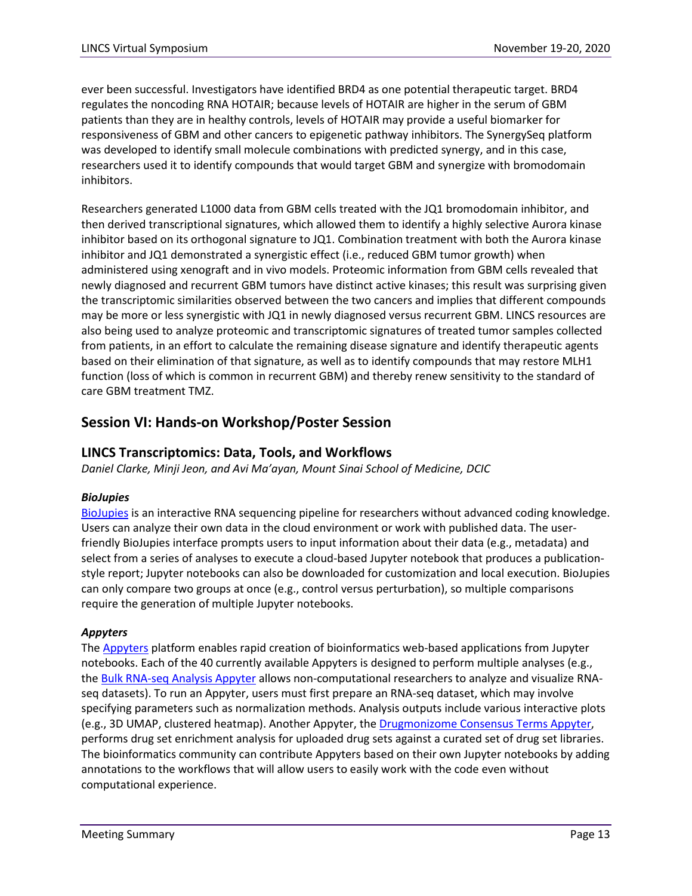ever been successful. Investigators have identified BRD4 as one potential therapeutic target. BRD4 regulates the noncoding RNA HOTAIR; because levels of HOTAIR are higher in the serum of GBM patients than they are in healthy controls, levels of HOTAIR may provide a useful biomarker for responsiveness of GBM and other cancers to epigenetic pathway inhibitors. The SynergySeq platform was developed to identify small molecule combinations with predicted synergy, and in this case, researchers used it to identify compounds that would target GBM and synergize with bromodomain inhibitors.

Researchers generated L1000 data from GBM cells treated with the JQ1 bromodomain inhibitor, and then derived transcriptional signatures, which allowed them to identify a highly selective Aurora kinase inhibitor based on its orthogonal signature to JQ1. Combination treatment with both the Aurora kinase inhibitor and JQ1 demonstrated a synergistic effect (i.e., reduced GBM tumor growth) when administered using xenograft and in vivo models. Proteomic information from GBM cells revealed that newly diagnosed and recurrent GBM tumors have distinct active kinases; this result was surprising given the transcriptomic similarities observed between the two cancers and implies that different compounds may be more or less synergistic with JQ1 in newly diagnosed versus recurrent GBM. LINCS resources are also being used to analyze proteomic and transcriptomic signatures of treated tumor samples collected from patients, in an effort to calculate the remaining disease signature and identify therapeutic agents based on their elimination of that signature, as well as to identify compounds that may restore MLH1 function (loss of which is common in recurrent GBM) and thereby renew sensitivity to the standard of care GBM treatment TMZ.

## Session VI: Hands-on Workshop/Poster Session

### LINCS Transcriptomics: Data, Tools, and Workflows

*Daniel Clarke, Minji Jeon, and Avi Ma'ayan, Mount Sinai School of Medicine, DCIC*

#### *BioJupies*

BioJupies is an interactive RNA sequencing pipeline for researchers without advanced coding knowledge. Users can analyze their own data in the cloud environment or work with published data. The user-friendly BioJupies interface prompts users to input information about their data (e.g., metadata) and select from a series of analyses to execute a cloud-based Jupyter notebook that produces a publication-style report; Jupyter notebooks can also be downloaded for customization and local execution. BioJupies can only compare two groups at once (e.g., control versus perturbation), so multiple comparisons require the generation of multiple Jupyter notebooks.

#### *Appyters*

The Appyters platform enables rapid creation of bioinformatics web-based applications from Jupyter notebooks. Each of the 40 currently available Appyters is designed to perform multiple analyses (e.g., the Bulk RNA-seq Analysis Appyter allows non-computational researchers to analyze and visualize RNA-seq datasets). To run an Appyter, users must first prepare an RNA-seq dataset, which may involve specifying parameters such as normalization methods. Analysis outputs include various interactive plots (e.g., 3D UMAP, clustered heatmap). Another Appyter, the Drugmonizome Consensus Terms Appyter, performs drug set enrichment analysis for uploaded drug sets against a curated set of drug set libraries. The bioinformatics community can contribute Appyters based on their own Jupyter notebooks by adding annotations to the workflows that will allow users to easily work with the code even without computational experience.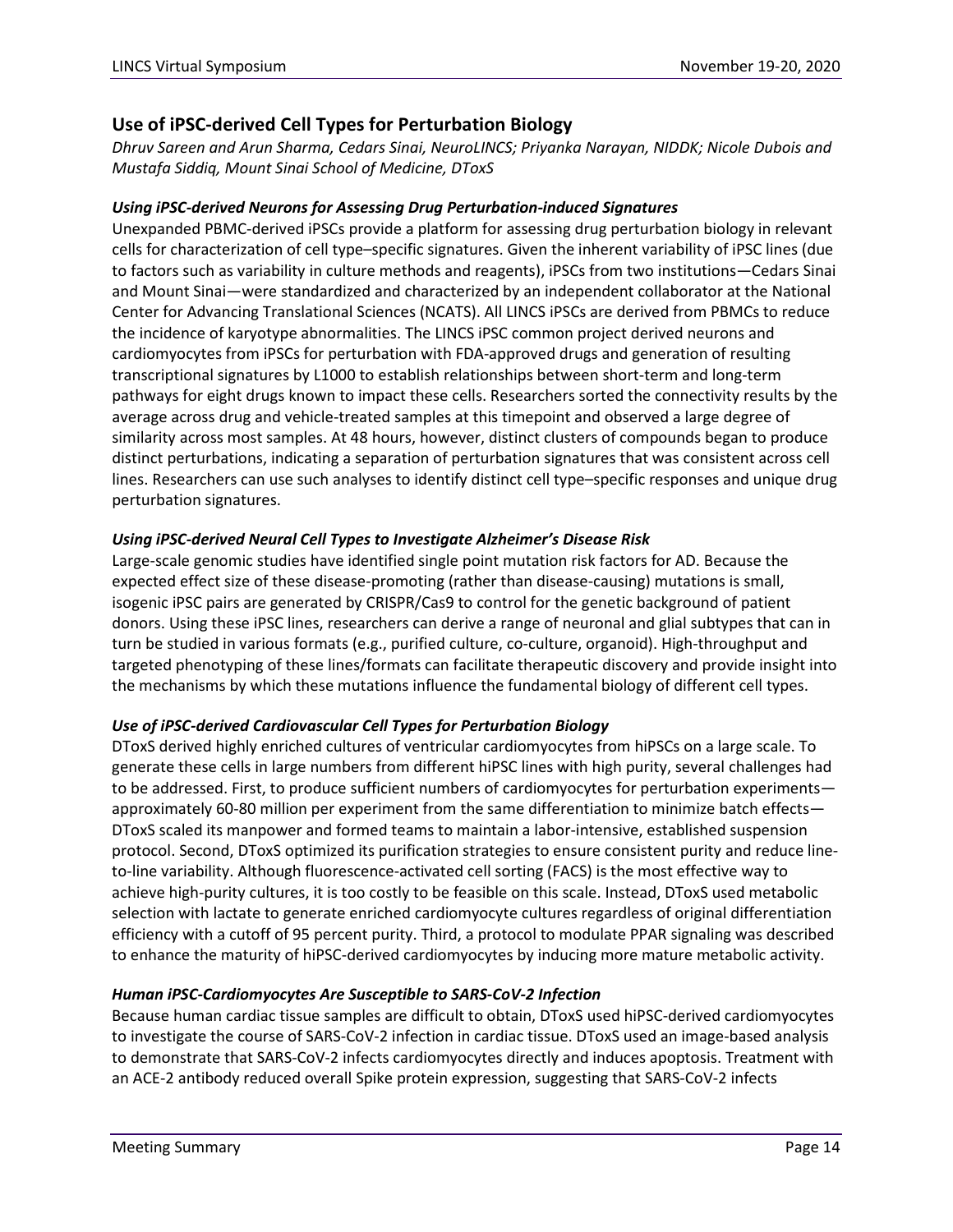## Use of iPSC-derived Cell Types for Perturbation Biology

*Dhruv Sareen and Arun Sharma, Cedars Sinai, NeuroLINCS; Priyanka Narayan, NIDDK; Nicole Dubois and Mustafa Siddiq, Mount Sinai School of Medicine, DToxS*

### *Using iPSC-derived Neurons for Assessing Drug Perturbation-induced Signatures*

Unexpanded PBMC-derived iPSCs provide a platform for assessing drug perturbation biology in relevant cells for characterization of cell type–specific signatures. Given the inherent variability of iPSC lines (due to factors such as variability in culture methods and reagents), iPSCs from two institutions—Cedars Sinai and Mount Sinai—were standardized and characterized by an independent collaborator at the National Center for Advancing Translational Sciences (NCATS). All LINCS iPSCs are derived from PBMCs to reduce the incidence of karyotype abnormalities. The LINCS iPSC common project derived neurons and cardiomyocytes from iPSCs for perturbation with FDA-approved drugs and generation of resulting transcriptional signatures by L1000 to establish relationships between short-term and long-term pathways for eight drugs known to impact these cells. Researchers sorted the connectivity results by the average across drug and vehicle-treated samples at this timepoint and observed a large degree of similarity across most samples. At 48 hours, however, distinct clusters of compounds began to produce distinct perturbations, indicating a separation of perturbation signatures that was consistent across cell lines. Researchers can use such analyses to identify distinct cell type–specific responses and unique drug perturbation signatures.

### *Using iPSC-derived Neural Cell Types to Investigate Alzheimer's Disease Risk*

Large-scale genomic studies have identified single point mutation risk factors for AD. Because the expected effect size of these disease-promoting (rather than disease-causing) mutations is small, isogenic iPSC pairs are generated by CRISPR/Cas9 to control for the genetic background of patient donors. Using these iPSC lines, researchers can derive a range of neuronal and glial subtypes that can in turn be studied in various formats (e.g., purified culture, co-culture, organoid). High-throughput and targeted phenotyping of these lines/formats can facilitate therapeutic discovery and provide insight into the mechanisms by which these mutations influence the fundamental biology of different cell types.

### *Use of iPSC-derived Cardiovascular Cell Types for Perturbation Biology*

DToxS derived highly enriched cultures of ventricular cardiomyocytes from hiPSCs on a large scale. To generate these cells in large numbers from different hiPSC lines with high purity, several challenges had to be addressed. First, to produce sufficient numbers of cardiomyocytes for perturbation experiments—approximately 60-80 million per experiment from the same differentiation to minimize batch effects—DToxS scaled its manpower and formed teams to maintain a labor-intensive, established suspension protocol. Second, DToxS optimized its purification strategies to ensure consistent purity and reduce line-to-line variability. Although fluorescence-activated cell sorting (FACS) is the most effective way to achieve high-purity cultures, it is too costly to be feasible on this scale. Instead, DToxS used metabolic selection with lactate to generate enriched cardiomyocyte cultures regardless of original differentiation efficiency with a cutoff of 95 percent purity. Third, a protocol to modulate PPAR signaling was described to enhance the maturity of hiPSC-derived cardiomyocytes by inducing more mature metabolic activity.

### *Human iPSC-Cardiomyocytes Are Susceptible to SARS-CoV-2 Infection*

Because human cardiac tissue samples are difficult to obtain, DToxS used hiPSC-derived cardiomyocytes to investigate the course of SARS-CoV-2 infection in cardiac tissue. DToxS used an image-based analysis to demonstrate that SARS-CoV-2 infects cardiomyocytes directly and induces apoptosis. Treatment with an ACE-2 antibody reduced overall Spike protein expression, suggesting that SARS-CoV-2 infects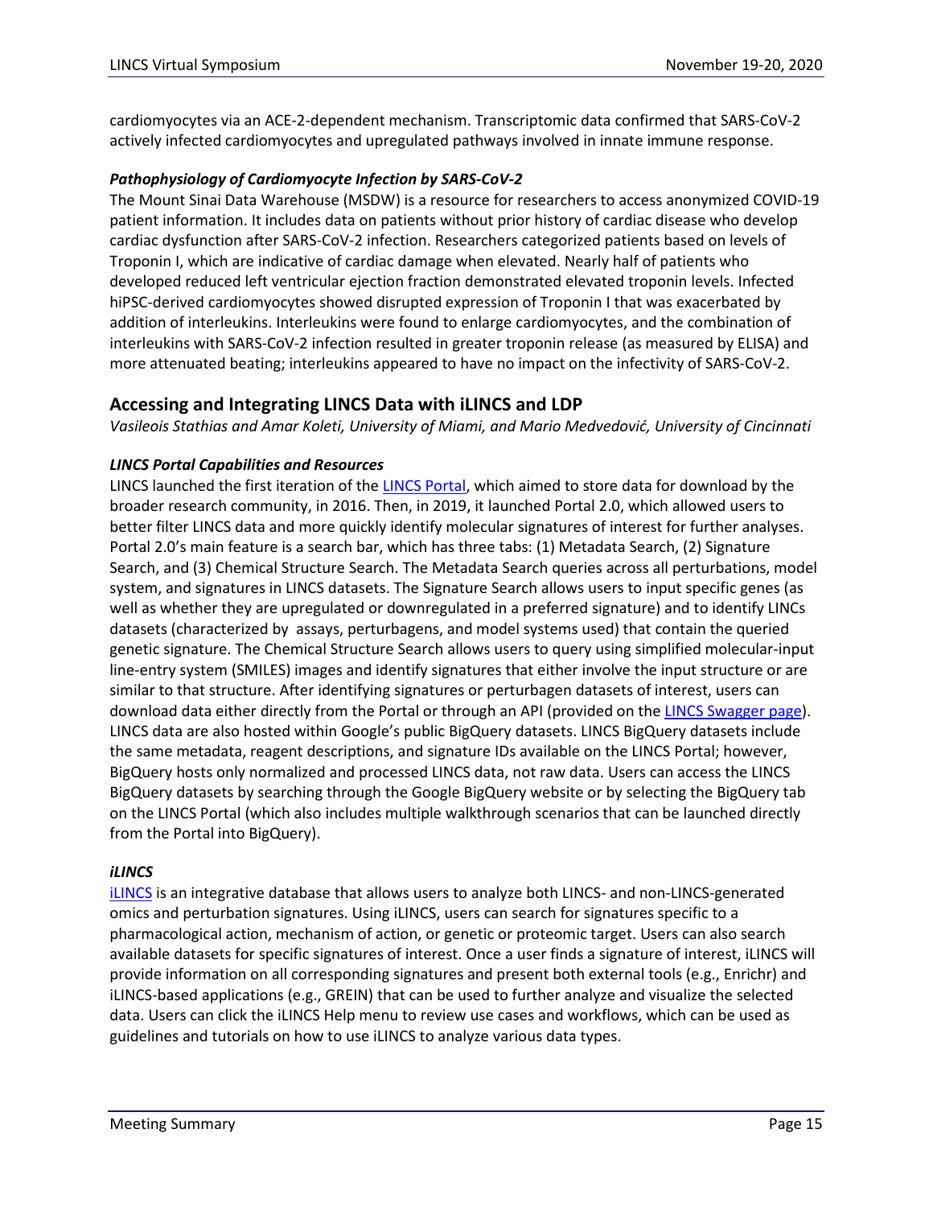cardiomyocytes via an ACE-2-dependent mechanism. Transcriptomic data confirmed that SARS-CoV-2 actively infected cardiomyocytes and upregulated pathways involved in innate immune response.

### *Pathophysiology of Cardiomyocyte Infection by SARS-CoV-2*

The Mount Sinai Data Warehouse (MSDW) is a resource for researchers to access anonymized COVID-19 patient information. It includes data on patients without prior history of cardiac disease who develop cardiac dysfunction after SARS-CoV-2 infection. Researchers categorized patients based on levels of Troponin I, which are indicative of cardiac damage when elevated. Nearly half of patients who developed reduced left ventricular ejection fraction demonstrated elevated troponin levels. Infected hiPSC-derived cardiomyocytes showed disrupted expression of Troponin I that was exacerbated by addition of interleukins. Interleukins were found to enlarge cardiomyocytes, and the combination of interleukins with SARS-CoV-2 infection resulted in greater troponin release (as measured by ELISA) and more attenuated beating; interleukins appeared to have no impact on the infectivity of SARS-CoV-2.

## Accessing and Integrating LINCS Data with iLINCS and LDP

*Vasileois Stathias and Amar Koleti, University of Miami, and Mario Medvedović, University of Cincinnati*

### *LINCS Portal Capabilities and Resources*

LINCS launched the first iteration of the LINCS Portal, which aimed to store data for download by the broader research community, in 2016. Then, in 2019, it launched Portal 2.0, which allowed users to better filter LINCS data and more quickly identify molecular signatures of interest for further analyses. Portal 2.0's main feature is a search bar, which has three tabs: (1) Metadata Search, (2) Signature Search, and (3) Chemical Structure Search. The Metadata Search queries across all perturbations, model system, and signatures in LINCS datasets. The Signature Search allows users to input specific genes (as well as whether they are upregulated or downregulated in a preferred signature) and to identify LINCs datasets (characterized by assays, perturbagens, and model systems used) that contain the queried genetic signature. The Chemical Structure Search allows users to query using simplified molecular-input line-entry system (SMILES) images and identify signatures that either involve the input structure or are similar to that structure. After identifying signatures or perturbagen datasets of interest, users can download data either directly from the Portal or through an API (provided on the LINCS Swagger page). LINCS data are also hosted within Google's public BigQuery datasets. LINCS BigQuery datasets include the same metadata, reagent descriptions, and signature IDs available on the LINCS Portal; however, BigQuery hosts only normalized and processed LINCS data, not raw data. Users can access the LINCS BigQuery datasets by searching through the Google BigQuery website or by selecting the BigQuery tab on the LINCS Portal (which also includes multiple walkthrough scenarios that can be launched directly from the Portal into BigQuery).

### *iLINCS*

iLINCS is an integrative database that allows users to analyze both LINCS- and non-LINCS-generated omics and perturbation signatures. Using iLINCS, users can search for signatures specific to a pharmacological action, mechanism of action, or genetic or proteomic target. Users can also search available datasets for specific signatures of interest. Once a user finds a signature of interest, iLINCS will provide information on all corresponding signatures and present both external tools (e.g., Enrichr) and iLINCS-based applications (e.g., GREIN) that can be used to further analyze and visualize the selected data. Users can click the iLINCS Help menu to review use cases and workflows, which can be used as guidelines and tutorials on how to use iLINCS to analyze various data types.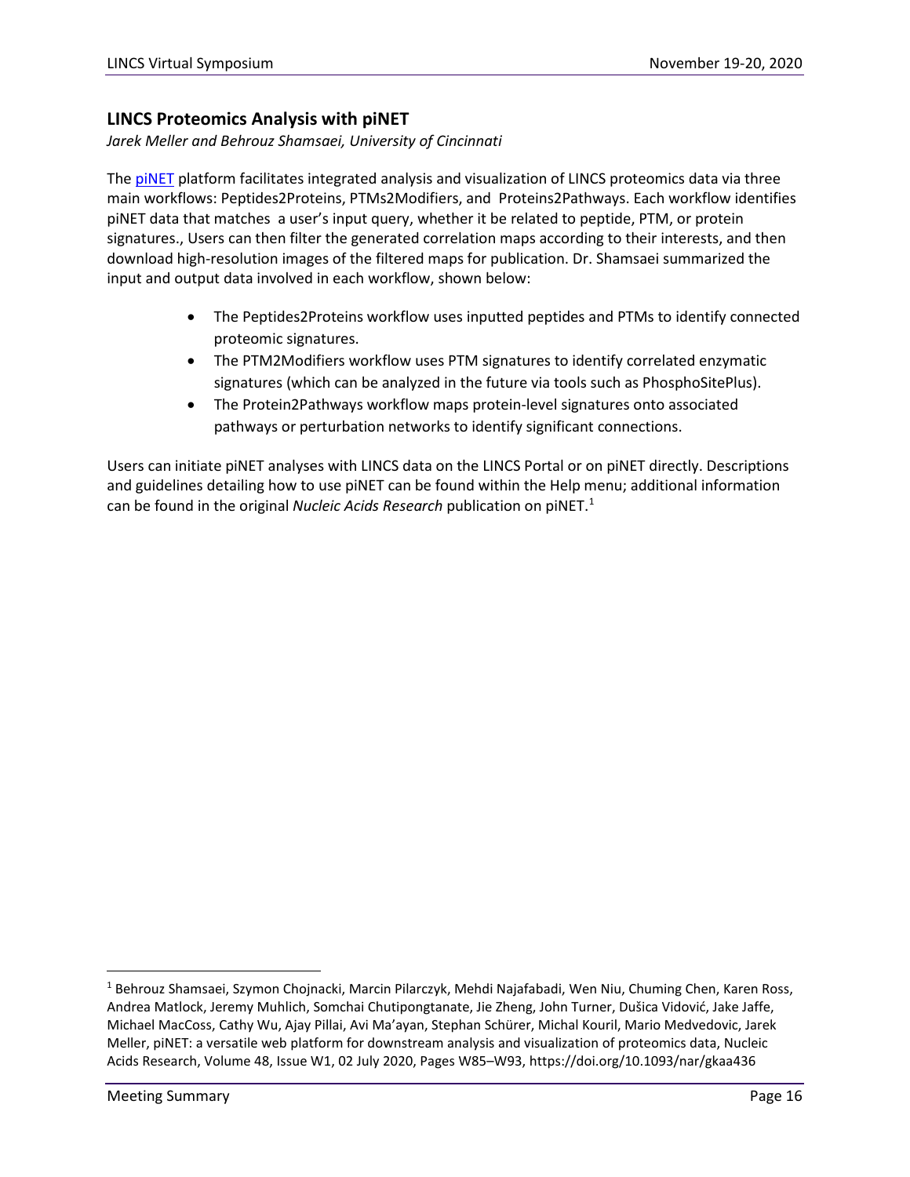## LINCS Proteomics Analysis with piNET

*Jarek Meller and Behrouz Shamsaei, University of Cincinnati*

The piNET platform facilitates integrated analysis and visualization of LINCS proteomics data via three main workflows: Peptides2Proteins, PTMs2Modifiers, and Proteins2Pathways. Each workflow identifies piNET data that matches a user's input query, whether it be related to peptide, PTM, or protein signatures., Users can then filter the generated correlation maps according to their interests, and then download high-resolution images of the filtered maps for publication. Dr. Shamsaei summarized the input and output data involved in each workflow, shown below:

- The Peptides2Proteins workflow uses inputted peptides and PTMs to identify connected proteomic signatures.
- The PTM2Modifiers workflow uses PTM signatures to identify correlated enzymatic signatures (which can be analyzed in the future via tools such as PhosphoSitePlus).
- The Protein2Pathways workflow maps protein-level signatures onto associated pathways or perturbation networks to identify significant connections.

Users can initiate piNET analyses with LINCS data on the LINCS Portal or on piNET directly. Descriptions and guidelines detailing how to use piNET can be found within the Help menu; additional information can be found in the original *Nucleic Acids Research* publication on piNET.[1]

[1] Behrouz Shamsaei, Szymon Chojnacki, Marcin Pilarczyk, Mehdi Najafabadi, Wen Niu, Chuming Chen, Karen Ross, Andrea Matlock, Jeremy Muhlich, Somchai Chutipongtanate, Jie Zheng, John Turner, Dušica Vidović, Jake Jaffe, Michael MacCoss, Cathy Wu, Ajay Pillai, Avi Ma'ayan, Stephan Schürer, Michal Kouril, Mario Medvedovic, Jarek Meller, piNET: a versatile web platform for downstream analysis and visualization of proteomics data, Nucleic Acids Research, Volume 48, Issue W1, 02 July 2020, Pages W85–W93, https://doi.org/10.1093/nar/gkaa436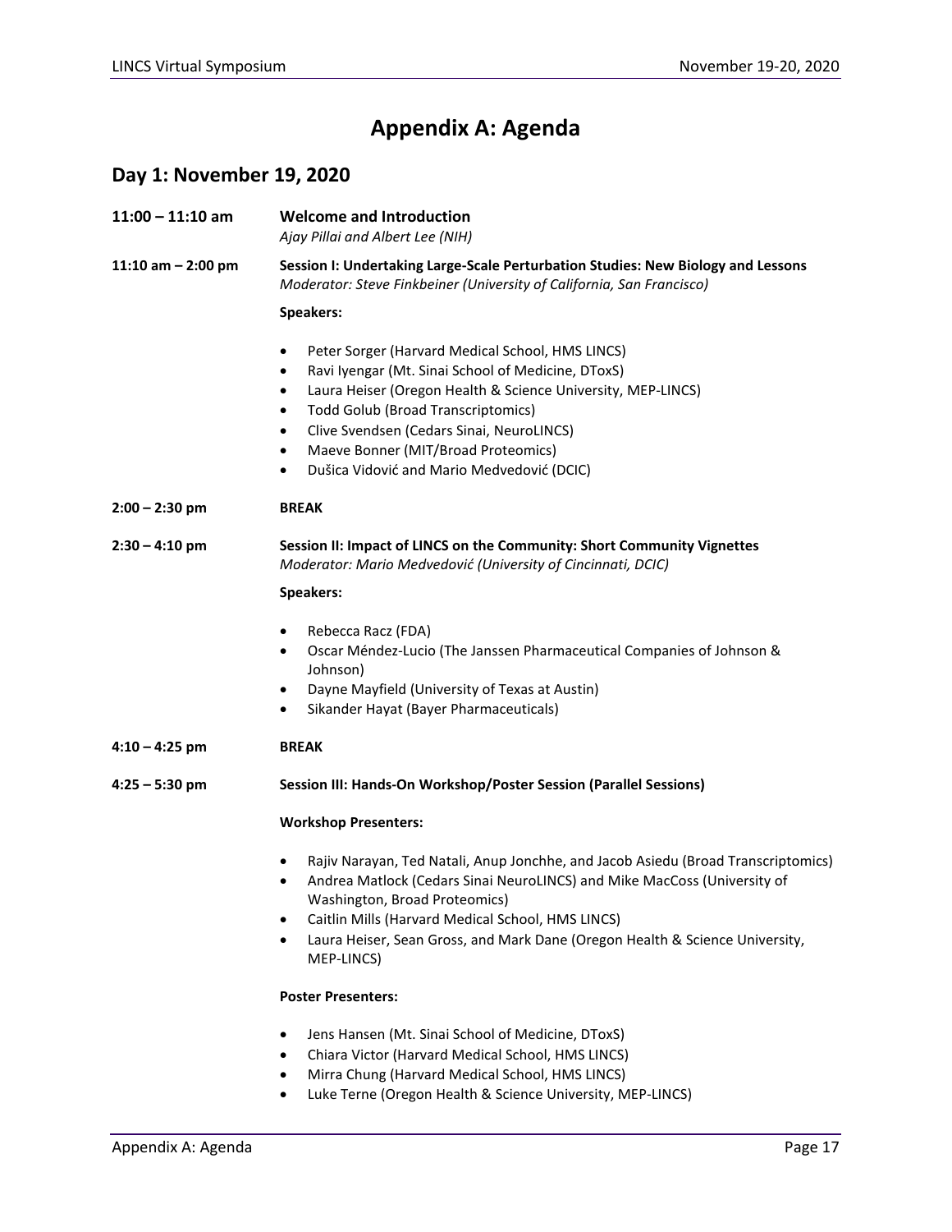# Appendix A: Agenda

## Day 1: November 19, 2020

**11:00 – 11:10 am** **Welcome and Introduction**
*Ajay Pillai and Albert Lee (NIH)*

**11:10 am – 2:00 pm** **Session I: Undertaking Large-Scale Perturbation Studies: New Biology and Lessons**
*Moderator: Steve Finkbeiner (University of California, San Francisco)*

**Speakers:**

- Peter Sorger (Harvard Medical School, HMS LINCS)
- Ravi Iyengar (Mt. Sinai School of Medicine, DToxS)
- Laura Heiser (Oregon Health & Science University, MEP-LINCS)
- Todd Golub (Broad Transcriptomics)
- Clive Svendsen (Cedars Sinai, NeuroLINCS)
- Maeve Bonner (MIT/Broad Proteomics)
- Dušica Vidović and Mario Medvedović (DCIC)

**2:00 – 2:30 pm** **BREAK**

**2:30 – 4:10 pm** **Session II: Impact of LINCS on the Community: Short Community Vignettes**
*Moderator: Mario Medvedović (University of Cincinnati, DCIC)*

**Speakers:**

- Rebecca Racz (FDA)
- Oscar Méndez-Lucio (The Janssen Pharmaceutical Companies of Johnson & Johnson)
- Dayne Mayfield (University of Texas at Austin)
- Sikander Hayat (Bayer Pharmaceuticals)

**4:10 – 4:25 pm** **BREAK**

**4:25 – 5:30 pm** **Session III: Hands-On Workshop/Poster Session (Parallel Sessions)**

**Workshop Presenters:**

- Rajiv Narayan, Ted Natali, Anup Jonchhe, and Jacob Asiedu (Broad Transcriptomics)
- Andrea Matlock (Cedars Sinai NeuroLINCS) and Mike MacCoss (University of Washington, Broad Proteomics)
- Caitlin Mills (Harvard Medical School, HMS LINCS)
- Laura Heiser, Sean Gross, and Mark Dane (Oregon Health & Science University, MEP-LINCS)

**Poster Presenters:**

- Jens Hansen (Mt. Sinai School of Medicine, DToxS)
- Chiara Victor (Harvard Medical School, HMS LINCS)
- Mirra Chung (Harvard Medical School, HMS LINCS)
- Luke Terne (Oregon Health & Science University, MEP-LINCS)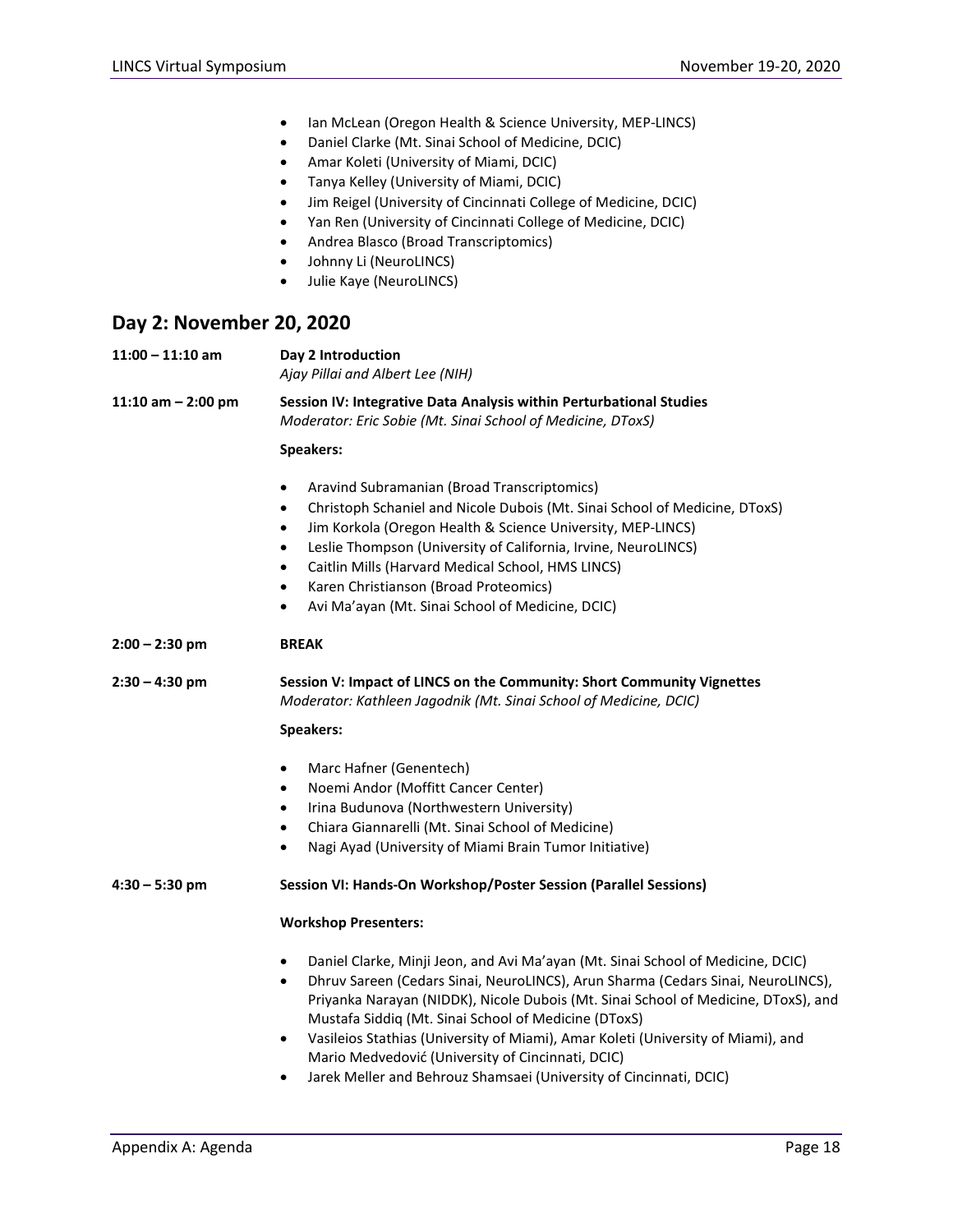- Ian McLean (Oregon Health & Science University, MEP-LINCS)
- Daniel Clarke (Mt. Sinai School of Medicine, DCIC)
- Amar Koleti (University of Miami, DCIC)
- Tanya Kelley (University of Miami, DCIC)
- Jim Reigel (University of Cincinnati College of Medicine, DCIC)
- Yan Ren (University of Cincinnati College of Medicine, DCIC)
- Andrea Blasco (Broad Transcriptomics)
- Johnny Li (NeuroLINCS)
- Julie Kaye (NeuroLINCS)

## Day 2: November 20, 2020

**11:00 – 11:10 am** **Day 2 Introduction**
*Ajay Pillai and Albert Lee (NIH)*

**11:10 am – 2:00 pm** **Session IV: Integrative Data Analysis within Perturbational Studies**
*Moderator: Eric Sobie (Mt. Sinai School of Medicine, DToxS)*

**Speakers:**

- Aravind Subramanian (Broad Transcriptomics)
- Christoph Schaniel and Nicole Dubois (Mt. Sinai School of Medicine, DToxS)
- Jim Korkola (Oregon Health & Science University, MEP-LINCS)
- Leslie Thompson (University of California, Irvine, NeuroLINCS)
- Caitlin Mills (Harvard Medical School, HMS LINCS)
- Karen Christianson (Broad Proteomics)
- Avi Ma'ayan (Mt. Sinai School of Medicine, DCIC)

**2:00 – 2:30 pm** **BREAK**

**2:30 – 4:30 pm** **Session V: Impact of LINCS on the Community: Short Community Vignettes**
*Moderator: Kathleen Jagodnik (Mt. Sinai School of Medicine, DCIC)*

**Speakers:**

- Marc Hafner (Genentech)
- Noemi Andor (Moffitt Cancer Center)
- Irina Budunova (Northwestern University)
- Chiara Giannarelli (Mt. Sinai School of Medicine)
- Nagi Ayad (University of Miami Brain Tumor Initiative)

**4:30 – 5:30 pm** **Session VI: Hands-On Workshop/Poster Session (Parallel Sessions)**

**Workshop Presenters:**

- Daniel Clarke, Minji Jeon, and Avi Ma'ayan (Mt. Sinai School of Medicine, DCIC)
- Dhruv Sareen (Cedars Sinai, NeuroLINCS), Arun Sharma (Cedars Sinai, NeuroLINCS), Priyanka Narayan (NIDDK), Nicole Dubois (Mt. Sinai School of Medicine, DToxS), and Mustafa Siddiq (Mt. Sinai School of Medicine (DToxS)
- Vasileios Stathias (University of Miami), Amar Koleti (University of Miami), and Mario Medvedović (University of Cincinnati, DCIC)
- Jarek Meller and Behrouz Shamsaei (University of Cincinnati, DCIC)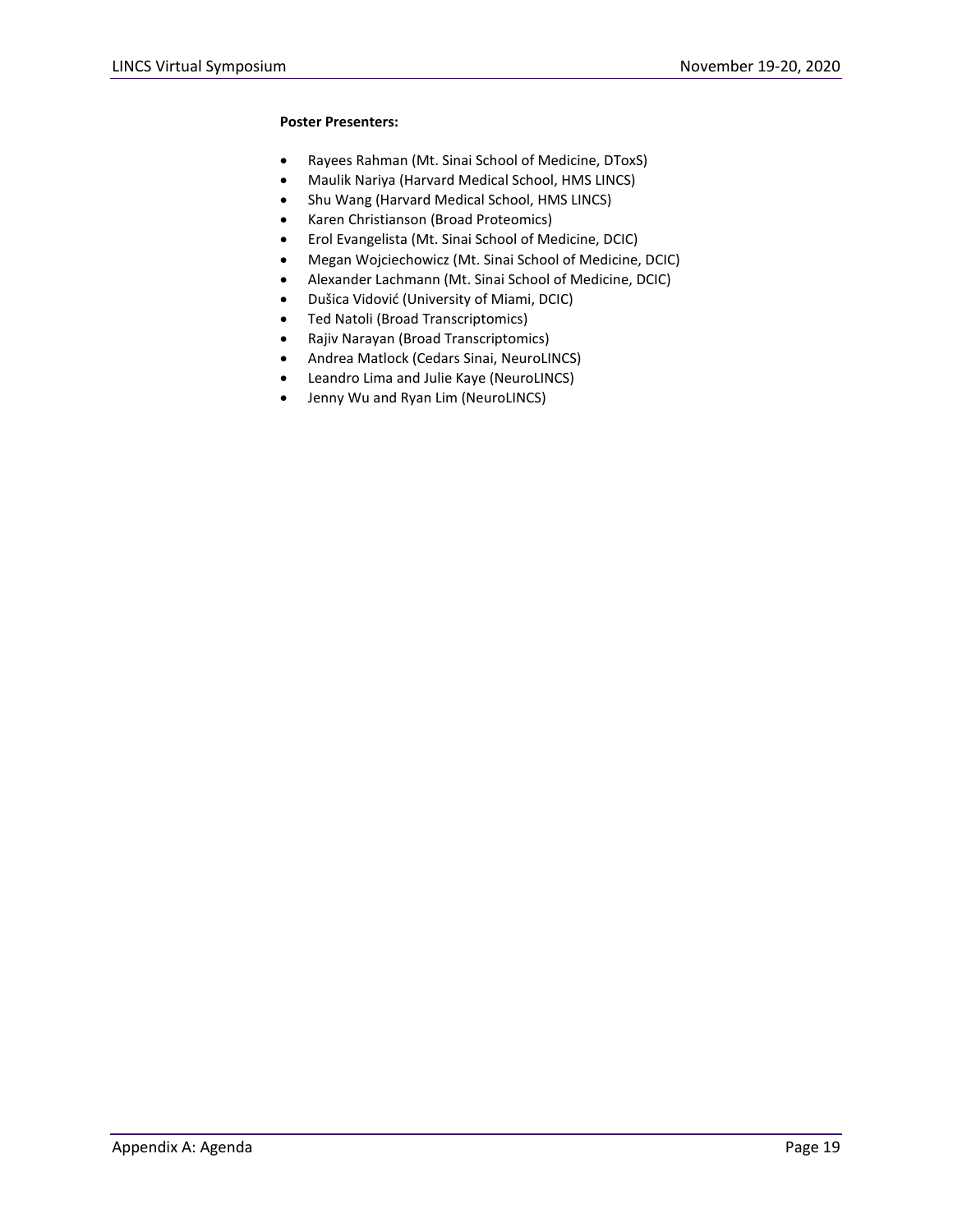**Poster Presenters:**

- Rayees Rahman (Mt. Sinai School of Medicine, DToxS)
- Maulik Nariya (Harvard Medical School, HMS LINCS)
- Shu Wang (Harvard Medical School, HMS LINCS)
- Karen Christianson (Broad Proteomics)
- Erol Evangelista (Mt. Sinai School of Medicine, DCIC)
- Megan Wojciechowicz (Mt. Sinai School of Medicine, DCIC)
- Alexander Lachmann (Mt. Sinai School of Medicine, DCIC)
- Dušica Vidović (University of Miami, DCIC)
- Ted Natoli (Broad Transcriptomics)
- Rajiv Narayan (Broad Transcriptomics)
- Andrea Matlock (Cedars Sinai, NeuroLINCS)
- Leandro Lima and Julie Kaye (NeuroLINCS)
- Jenny Wu and Ryan Lim (NeuroLINCS)